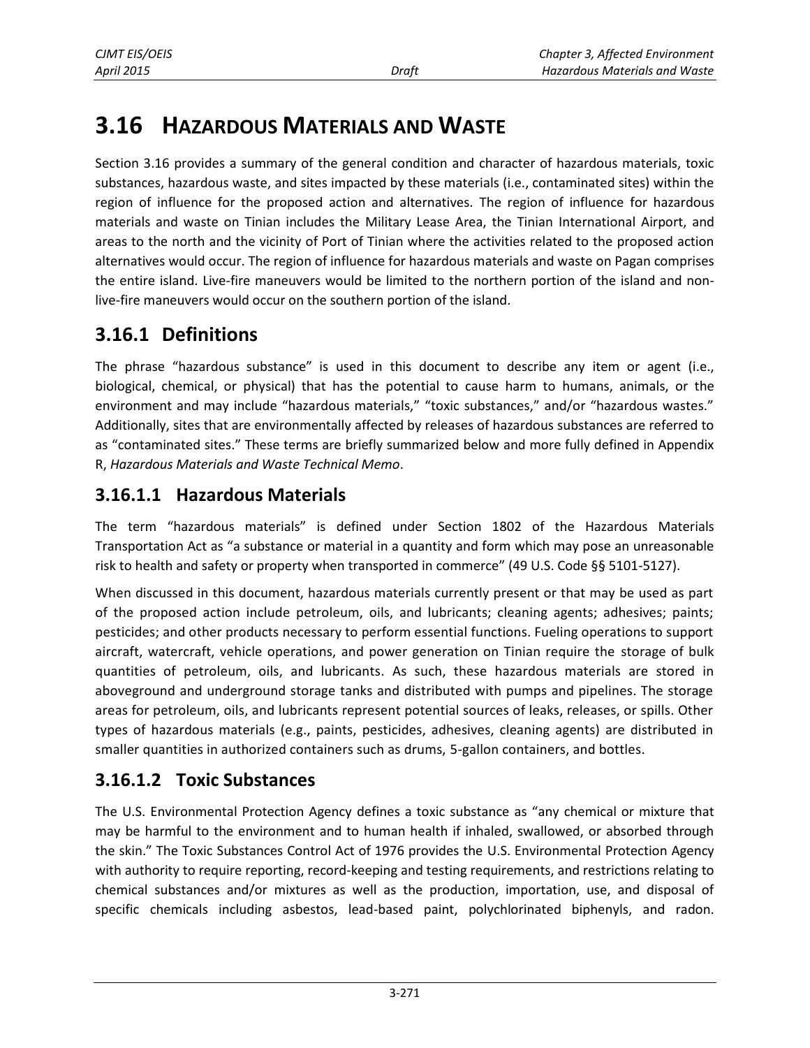# 3.16 HAZARDOUS MATERIALS AND WASTE

Section 3.16 provides a summary of the general condition and character of hazardous materials, toxic substances, hazardous waste, and sites impacted by these materials (i.e., contaminated sites) within the region of influence for the proposed action and alternatives. The region of influence for hazardous materials and waste on Tinian includes the Military Lease Area, the Tinian International Airport, and areas to the north and the vicinity of Port of Tinian where the activities related to the proposed action alternatives would occur. The region of influence for hazardous materials and waste on Pagan comprises the entire island. Live-fire maneuvers would be limited to the northern portion of the island and non-live-fire maneuvers would occur on the southern portion of the island.

## 3.16.1 Definitions

The phrase "hazardous substance" is used in this document to describe any item or agent (i.e., biological, chemical, or physical) that has the potential to cause harm to humans, animals, or the environment and may include "hazardous materials," "toxic substances," and/or "hazardous wastes." Additionally, sites that are environmentally affected by releases of hazardous substances are referred to as "contaminated sites." These terms are briefly summarized below and more fully defined in Appendix R, *Hazardous Materials and Waste Technical Memo*.

### 3.16.1.1 Hazardous Materials

The term "hazardous materials" is defined under Section 1802 of the Hazardous Materials Transportation Act as "a substance or material in a quantity and form which may pose an unreasonable risk to health and safety or property when transported in commerce" (49 U.S. Code §§ 5101-5127).

When discussed in this document, hazardous materials currently present or that may be used as part of the proposed action include petroleum, oils, and lubricants; cleaning agents; adhesives; paints; pesticides; and other products necessary to perform essential functions. Fueling operations to support aircraft, watercraft, vehicle operations, and power generation on Tinian require the storage of bulk quantities of petroleum, oils, and lubricants. As such, these hazardous materials are stored in aboveground and underground storage tanks and distributed with pumps and pipelines. The storage areas for petroleum, oils, and lubricants represent potential sources of leaks, releases, or spills. Other types of hazardous materials (e.g., paints, pesticides, adhesives, cleaning agents) are distributed in smaller quantities in authorized containers such as drums, 5-gallon containers, and bottles.

### 3.16.1.2 Toxic Substances

The U.S. Environmental Protection Agency defines a toxic substance as "any chemical or mixture that may be harmful to the environment and to human health if inhaled, swallowed, or absorbed through the skin." The Toxic Substances Control Act of 1976 provides the U.S. Environmental Protection Agency with authority to require reporting, record-keeping and testing requirements, and restrictions relating to chemical substances and/or mixtures as well as the production, importation, use, and disposal of specific chemicals including asbestos, lead-based paint, polychlorinated biphenyls, and radon.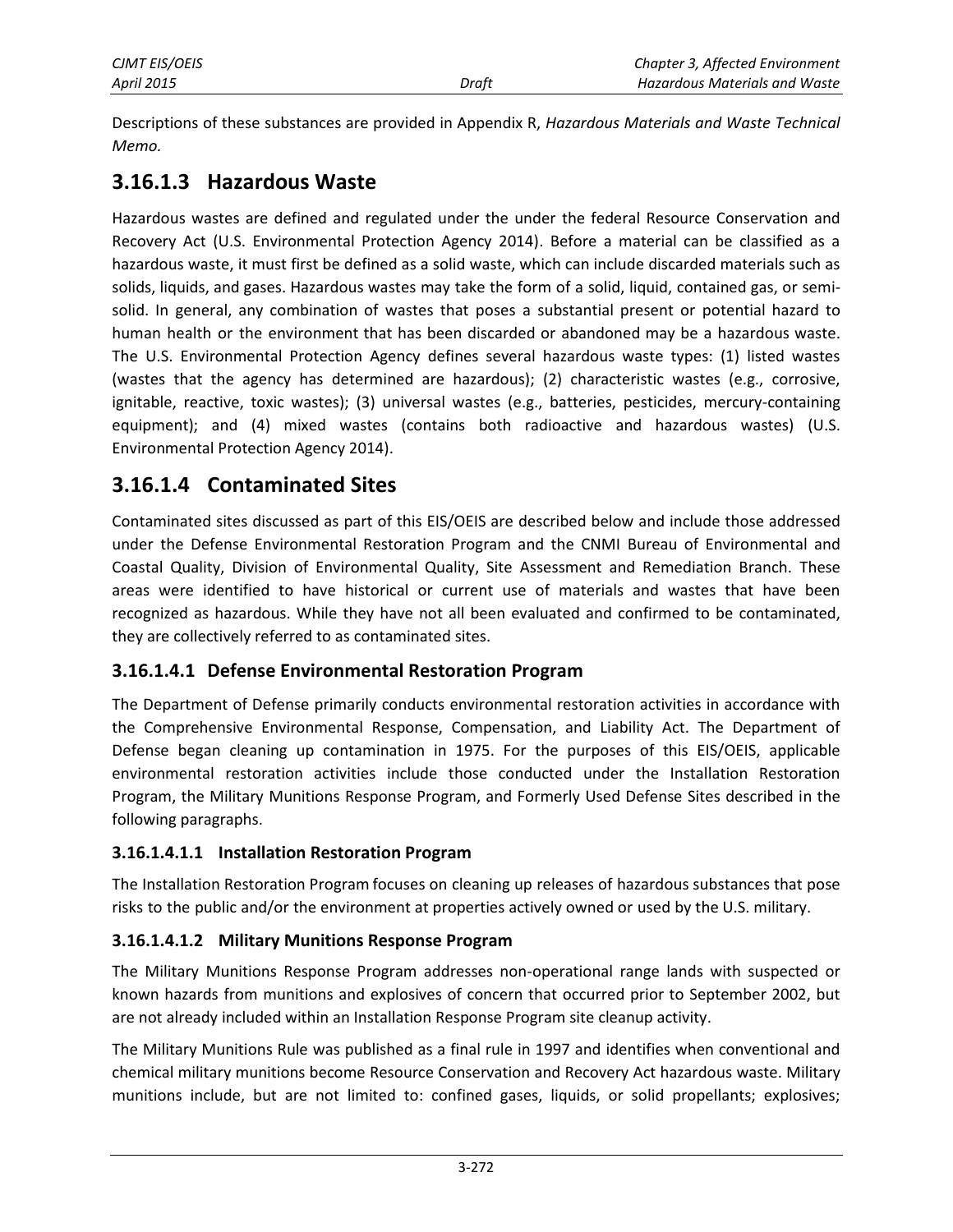Descriptions of these substances are provided in Appendix R, *Hazardous Materials and Waste Technical Memo.*

## 3.16.1.3 Hazardous Waste

Hazardous wastes are defined and regulated under the under the federal Resource Conservation and Recovery Act (U.S. Environmental Protection Agency 2014). Before a material can be classified as a hazardous waste, it must first be defined as a solid waste, which can include discarded materials such as solids, liquids, and gases. Hazardous wastes may take the form of a solid, liquid, contained gas, or semi-solid. In general, any combination of wastes that poses a substantial present or potential hazard to human health or the environment that has been discarded or abandoned may be a hazardous waste. The U.S. Environmental Protection Agency defines several hazardous waste types: (1) listed wastes (wastes that the agency has determined are hazardous); (2) characteristic wastes (e.g., corrosive, ignitable, reactive, toxic wastes); (3) universal wastes (e.g., batteries, pesticides, mercury-containing equipment); and (4) mixed wastes (contains both radioactive and hazardous wastes) (U.S. Environmental Protection Agency 2014).

## 3.16.1.4 Contaminated Sites

Contaminated sites discussed as part of this EIS/OEIS are described below and include those addressed under the Defense Environmental Restoration Program and the CNMI Bureau of Environmental and Coastal Quality, Division of Environmental Quality, Site Assessment and Remediation Branch. These areas were identified to have historical or current use of materials and wastes that have been recognized as hazardous. While they have not all been evaluated and confirmed to be contaminated, they are collectively referred to as contaminated sites.

### 3.16.1.4.1 Defense Environmental Restoration Program

The Department of Defense primarily conducts environmental restoration activities in accordance with the Comprehensive Environmental Response, Compensation, and Liability Act. The Department of Defense began cleaning up contamination in 1975. For the purposes of this EIS/OEIS, applicable environmental restoration activities include those conducted under the Installation Restoration Program, the Military Munitions Response Program, and Formerly Used Defense Sites described in the following paragraphs.

#### 3.16.1.4.1.1 Installation Restoration Program

The Installation Restoration Program focuses on cleaning up releases of hazardous substances that pose risks to the public and/or the environment at properties actively owned or used by the U.S. military.

#### 3.16.1.4.1.2 Military Munitions Response Program

The Military Munitions Response Program addresses non-operational range lands with suspected or known hazards from munitions and explosives of concern that occurred prior to September 2002, but are not already included within an Installation Response Program site cleanup activity.

The Military Munitions Rule was published as a final rule in 1997 and identifies when conventional and chemical military munitions become Resource Conservation and Recovery Act hazardous waste. Military munitions include, but are not limited to: confined gases, liquids, or solid propellants; explosives;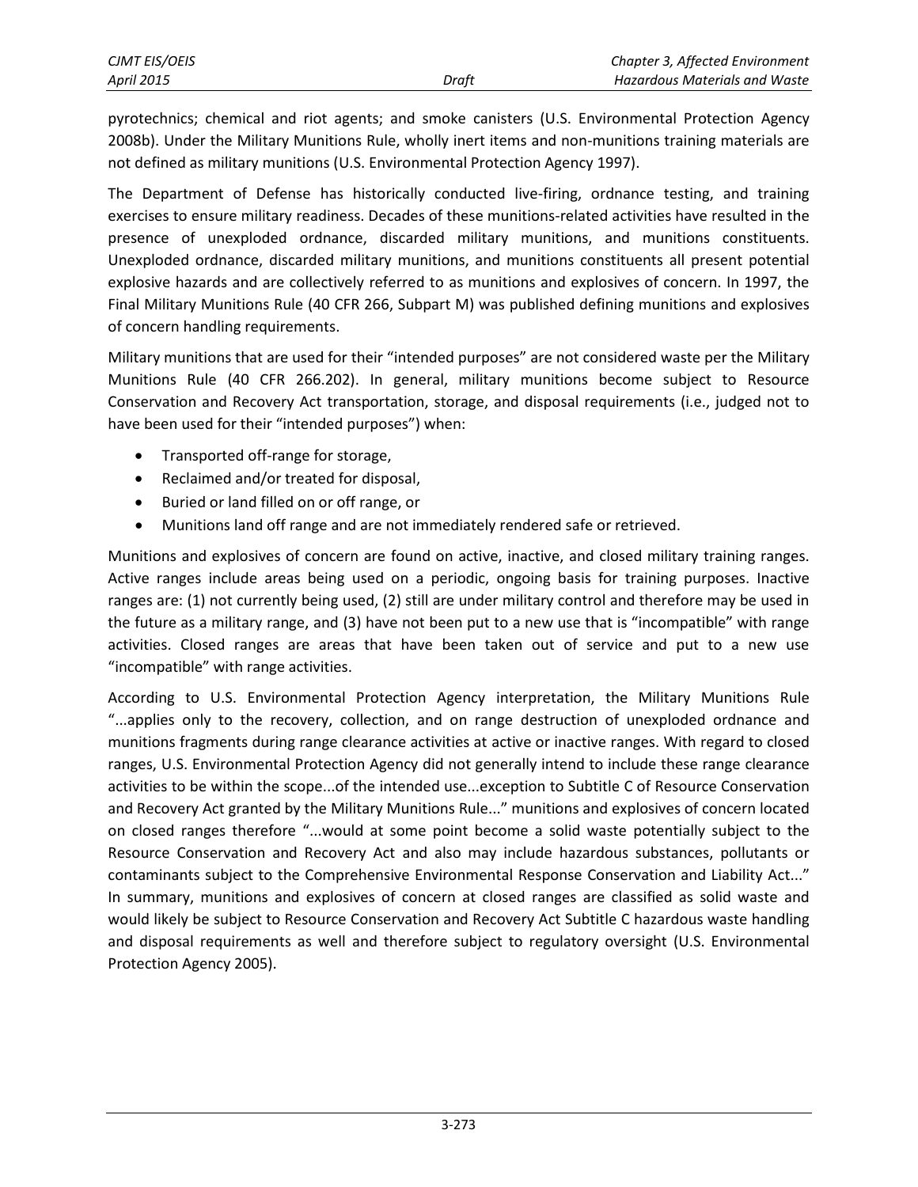pyrotechnics; chemical and riot agents; and smoke canisters (U.S. Environmental Protection Agency 2008b). Under the Military Munitions Rule, wholly inert items and non-munitions training materials are not defined as military munitions (U.S. Environmental Protection Agency 1997).

The Department of Defense has historically conducted live-firing, ordnance testing, and training exercises to ensure military readiness. Decades of these munitions-related activities have resulted in the presence of unexploded ordnance, discarded military munitions, and munitions constituents. Unexploded ordnance, discarded military munitions, and munitions constituents all present potential explosive hazards and are collectively referred to as munitions and explosives of concern. In 1997, the Final Military Munitions Rule (40 CFR 266, Subpart M) was published defining munitions and explosives of concern handling requirements.

Military munitions that are used for their "intended purposes" are not considered waste per the Military Munitions Rule (40 CFR 266.202). In general, military munitions become subject to Resource Conservation and Recovery Act transportation, storage, and disposal requirements (i.e., judged not to have been used for their "intended purposes") when:

- Transported off-range for storage,
- Reclaimed and/or treated for disposal,
- Buried or land filled on or off range, or
- Munitions land off range and are not immediately rendered safe or retrieved.

Munitions and explosives of concern are found on active, inactive, and closed military training ranges. Active ranges include areas being used on a periodic, ongoing basis for training purposes. Inactive ranges are: (1) not currently being used, (2) still are under military control and therefore may be used in the future as a military range, and (3) have not been put to a new use that is "incompatible" with range activities. Closed ranges are areas that have been taken out of service and put to a new use "incompatible" with range activities.

According to U.S. Environmental Protection Agency interpretation, the Military Munitions Rule "...applies only to the recovery, collection, and on range destruction of unexploded ordnance and munitions fragments during range clearance activities at active or inactive ranges. With regard to closed ranges, U.S. Environmental Protection Agency did not generally intend to include these range clearance activities to be within the scope...of the intended use...exception to Subtitle C of Resource Conservation and Recovery Act granted by the Military Munitions Rule..." munitions and explosives of concern located on closed ranges therefore "...would at some point become a solid waste potentially subject to the Resource Conservation and Recovery Act and also may include hazardous substances, pollutants or contaminants subject to the Comprehensive Environmental Response Conservation and Liability Act..." In summary, munitions and explosives of concern at closed ranges are classified as solid waste and would likely be subject to Resource Conservation and Recovery Act Subtitle C hazardous waste handling and disposal requirements as well and therefore subject to regulatory oversight (U.S. Environmental Protection Agency 2005).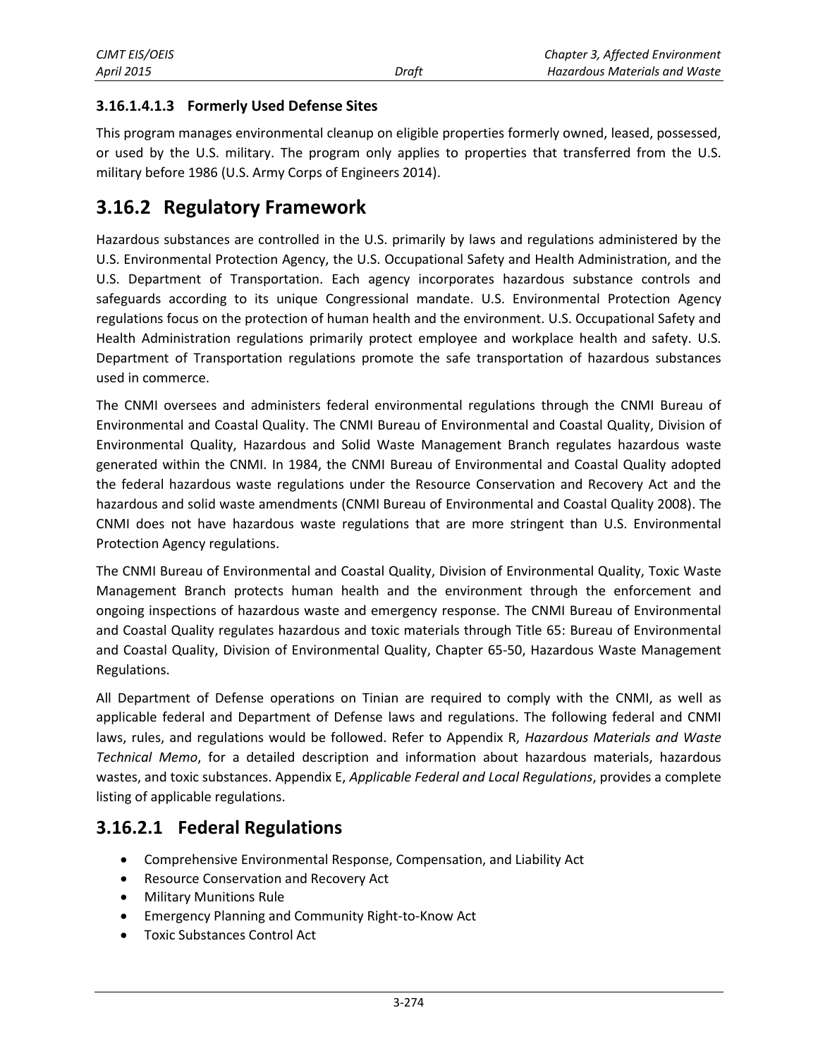#### 3.16.1.4.1.3 Formerly Used Defense Sites

This program manages environmental cleanup on eligible properties formerly owned, leased, possessed, or used by the U.S. military. The program only applies to properties that transferred from the U.S. military before 1986 (U.S. Army Corps of Engineers 2014).

## 3.16.2 Regulatory Framework

Hazardous substances are controlled in the U.S. primarily by laws and regulations administered by the U.S. Environmental Protection Agency, the U.S. Occupational Safety and Health Administration, and the U.S. Department of Transportation. Each agency incorporates hazardous substance controls and safeguards according to its unique Congressional mandate. U.S. Environmental Protection Agency regulations focus on the protection of human health and the environment. U.S. Occupational Safety and Health Administration regulations primarily protect employee and workplace health and safety. U.S. Department of Transportation regulations promote the safe transportation of hazardous substances used in commerce.

The CNMI oversees and administers federal environmental regulations through the CNMI Bureau of Environmental and Coastal Quality. The CNMI Bureau of Environmental and Coastal Quality, Division of Environmental Quality, Hazardous and Solid Waste Management Branch regulates hazardous waste generated within the CNMI. In 1984, the CNMI Bureau of Environmental and Coastal Quality adopted the federal hazardous waste regulations under the Resource Conservation and Recovery Act and the hazardous and solid waste amendments (CNMI Bureau of Environmental and Coastal Quality 2008). The CNMI does not have hazardous waste regulations that are more stringent than U.S. Environmental Protection Agency regulations.

The CNMI Bureau of Environmental and Coastal Quality, Division of Environmental Quality, Toxic Waste Management Branch protects human health and the environment through the enforcement and ongoing inspections of hazardous waste and emergency response. The CNMI Bureau of Environmental and Coastal Quality regulates hazardous and toxic materials through Title 65: Bureau of Environmental and Coastal Quality, Division of Environmental Quality, Chapter 65-50, Hazardous Waste Management Regulations.

All Department of Defense operations on Tinian are required to comply with the CNMI, as well as applicable federal and Department of Defense laws and regulations. The following federal and CNMI laws, rules, and regulations would be followed. Refer to Appendix R, *Hazardous Materials and Waste Technical Memo*, for a detailed description and information about hazardous materials, hazardous wastes, and toxic substances. Appendix E, *Applicable Federal and Local Regulations*, provides a complete listing of applicable regulations.

### 3.16.2.1 Federal Regulations

- Comprehensive Environmental Response, Compensation, and Liability Act
- Resource Conservation and Recovery Act
- Military Munitions Rule
- Emergency Planning and Community Right-to-Know Act
- Toxic Substances Control Act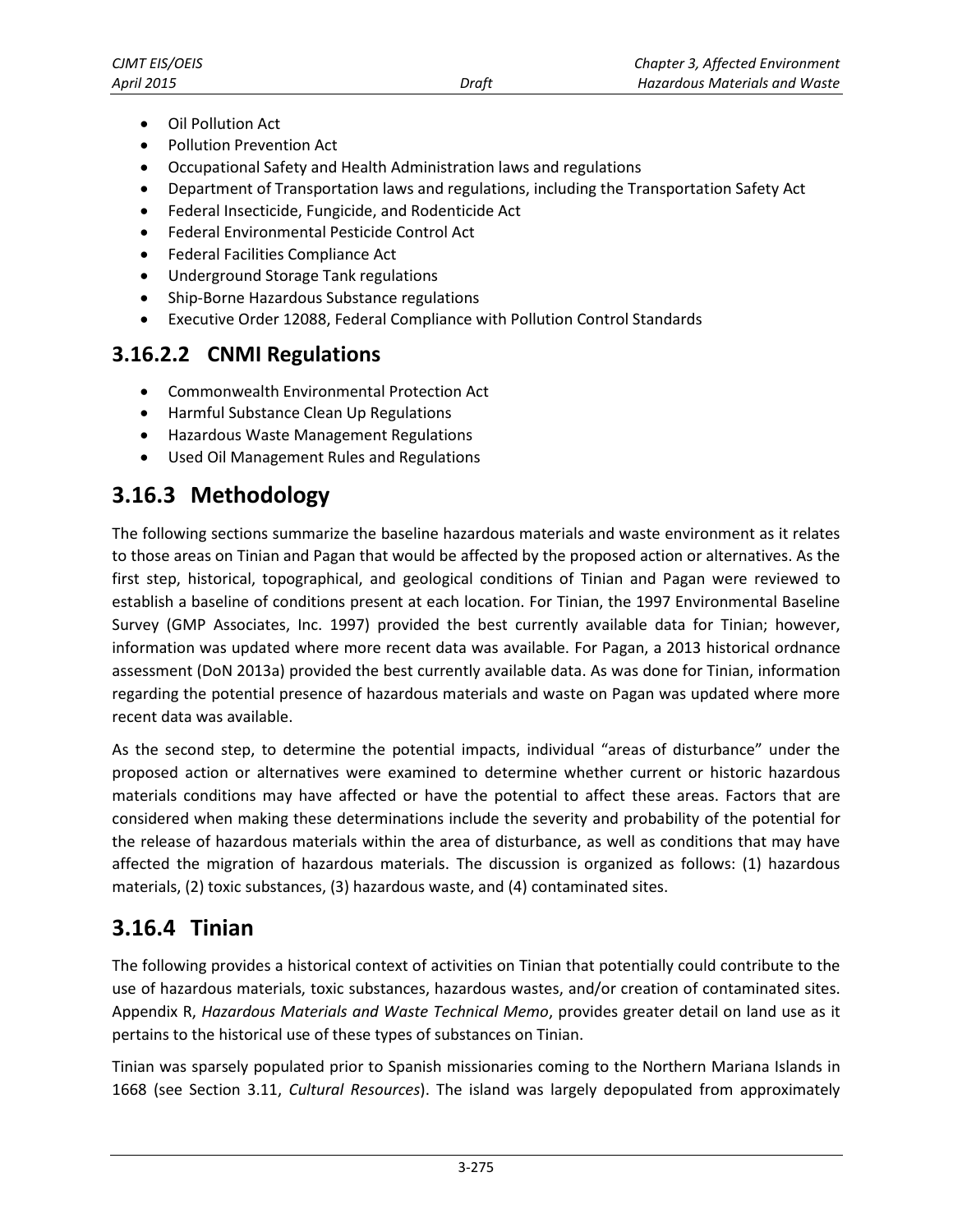- Oil Pollution Act
- Pollution Prevention Act
- Occupational Safety and Health Administration laws and regulations
- Department of Transportation laws and regulations, including the Transportation Safety Act
- Federal Insecticide, Fungicide, and Rodenticide Act
- Federal Environmental Pesticide Control Act
- Federal Facilities Compliance Act
- Underground Storage Tank regulations
- Ship-Borne Hazardous Substance regulations
- Executive Order 12088, Federal Compliance with Pollution Control Standards

### 3.16.2.2 CNMI Regulations

- Commonwealth Environmental Protection Act
- Harmful Substance Clean Up Regulations
- Hazardous Waste Management Regulations
- Used Oil Management Rules and Regulations

## 3.16.3 Methodology

The following sections summarize the baseline hazardous materials and waste environment as it relates to those areas on Tinian and Pagan that would be affected by the proposed action or alternatives. As the first step, historical, topographical, and geological conditions of Tinian and Pagan were reviewed to establish a baseline of conditions present at each location. For Tinian, the 1997 Environmental Baseline Survey (GMP Associates, Inc. 1997) provided the best currently available data for Tinian; however, information was updated where more recent data was available. For Pagan, a 2013 historical ordnance assessment (DoN 2013a) provided the best currently available data. As was done for Tinian, information regarding the potential presence of hazardous materials and waste on Pagan was updated where more recent data was available.

As the second step, to determine the potential impacts, individual "areas of disturbance" under the proposed action or alternatives were examined to determine whether current or historic hazardous materials conditions may have affected or have the potential to affect these areas. Factors that are considered when making these determinations include the severity and probability of the potential for the release of hazardous materials within the area of disturbance, as well as conditions that may have affected the migration of hazardous materials. The discussion is organized as follows: (1) hazardous materials, (2) toxic substances, (3) hazardous waste, and (4) contaminated sites.

## 3.16.4 Tinian

The following provides a historical context of activities on Tinian that potentially could contribute to the use of hazardous materials, toxic substances, hazardous wastes, and/or creation of contaminated sites. Appendix R, *Hazardous Materials and Waste Technical Memo*, provides greater detail on land use as it pertains to the historical use of these types of substances on Tinian.

Tinian was sparsely populated prior to Spanish missionaries coming to the Northern Mariana Islands in 1668 (see Section 3.11, *Cultural Resources*). The island was largely depopulated from approximately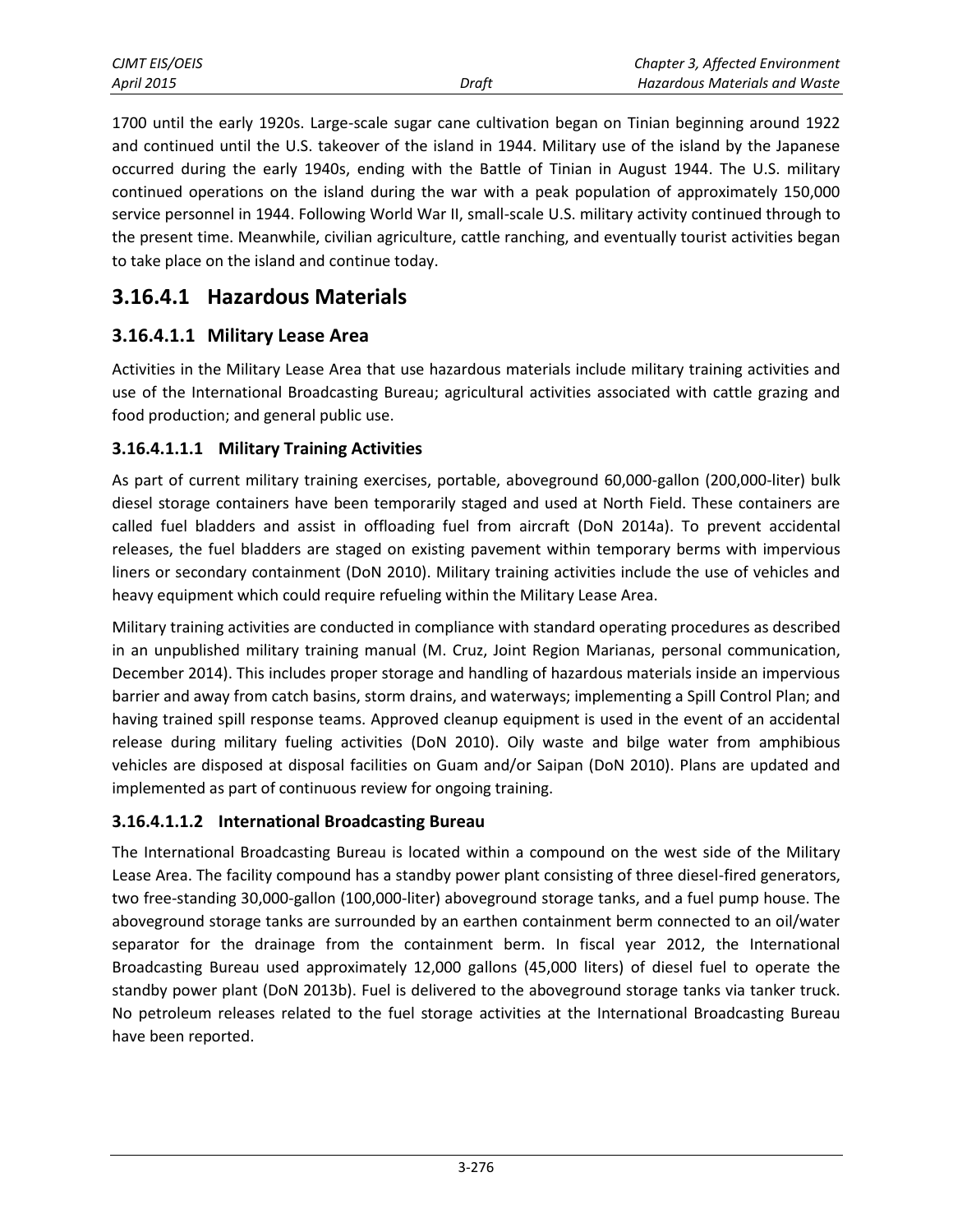1700 until the early 1920s. Large-scale sugar cane cultivation began on Tinian beginning around 1922 and continued until the U.S. takeover of the island in 1944. Military use of the island by the Japanese occurred during the early 1940s, ending with the Battle of Tinian in August 1944. The U.S. military continued operations on the island during the war with a peak population of approximately 150,000 service personnel in 1944. Following World War II, small-scale U.S. military activity continued through to the present time. Meanwhile, civilian agriculture, cattle ranching, and eventually tourist activities began to take place on the island and continue today.

## 3.16.4.1 Hazardous Materials

### 3.16.4.1.1 Military Lease Area

Activities in the Military Lease Area that use hazardous materials include military training activities and use of the International Broadcasting Bureau; agricultural activities associated with cattle grazing and food production; and general public use.

#### 3.16.4.1.1.1 Military Training Activities

As part of current military training exercises, portable, aboveground 60,000-gallon (200,000-liter) bulk diesel storage containers have been temporarily staged and used at North Field. These containers are called fuel bladders and assist in offloading fuel from aircraft (DoN 2014a). To prevent accidental releases, the fuel bladders are staged on existing pavement within temporary berms with impervious liners or secondary containment (DoN 2010). Military training activities include the use of vehicles and heavy equipment which could require refueling within the Military Lease Area.

Military training activities are conducted in compliance with standard operating procedures as described in an unpublished military training manual (M. Cruz, Joint Region Marianas, personal communication, December 2014). This includes proper storage and handling of hazardous materials inside an impervious barrier and away from catch basins, storm drains, and waterways; implementing a Spill Control Plan; and having trained spill response teams. Approved cleanup equipment is used in the event of an accidental release during military fueling activities (DoN 2010). Oily waste and bilge water from amphibious vehicles are disposed at disposal facilities on Guam and/or Saipan (DoN 2010). Plans are updated and implemented as part of continuous review for ongoing training.

#### 3.16.4.1.1.2 International Broadcasting Bureau

The International Broadcasting Bureau is located within a compound on the west side of the Military Lease Area. The facility compound has a standby power plant consisting of three diesel-fired generators, two free-standing 30,000-gallon (100,000-liter) aboveground storage tanks, and a fuel pump house. The aboveground storage tanks are surrounded by an earthen containment berm connected to an oil/water separator for the drainage from the containment berm. In fiscal year 2012, the International Broadcasting Bureau used approximately 12,000 gallons (45,000 liters) of diesel fuel to operate the standby power plant (DoN 2013b). Fuel is delivered to the aboveground storage tanks via tanker truck. No petroleum releases related to the fuel storage activities at the International Broadcasting Bureau have been reported.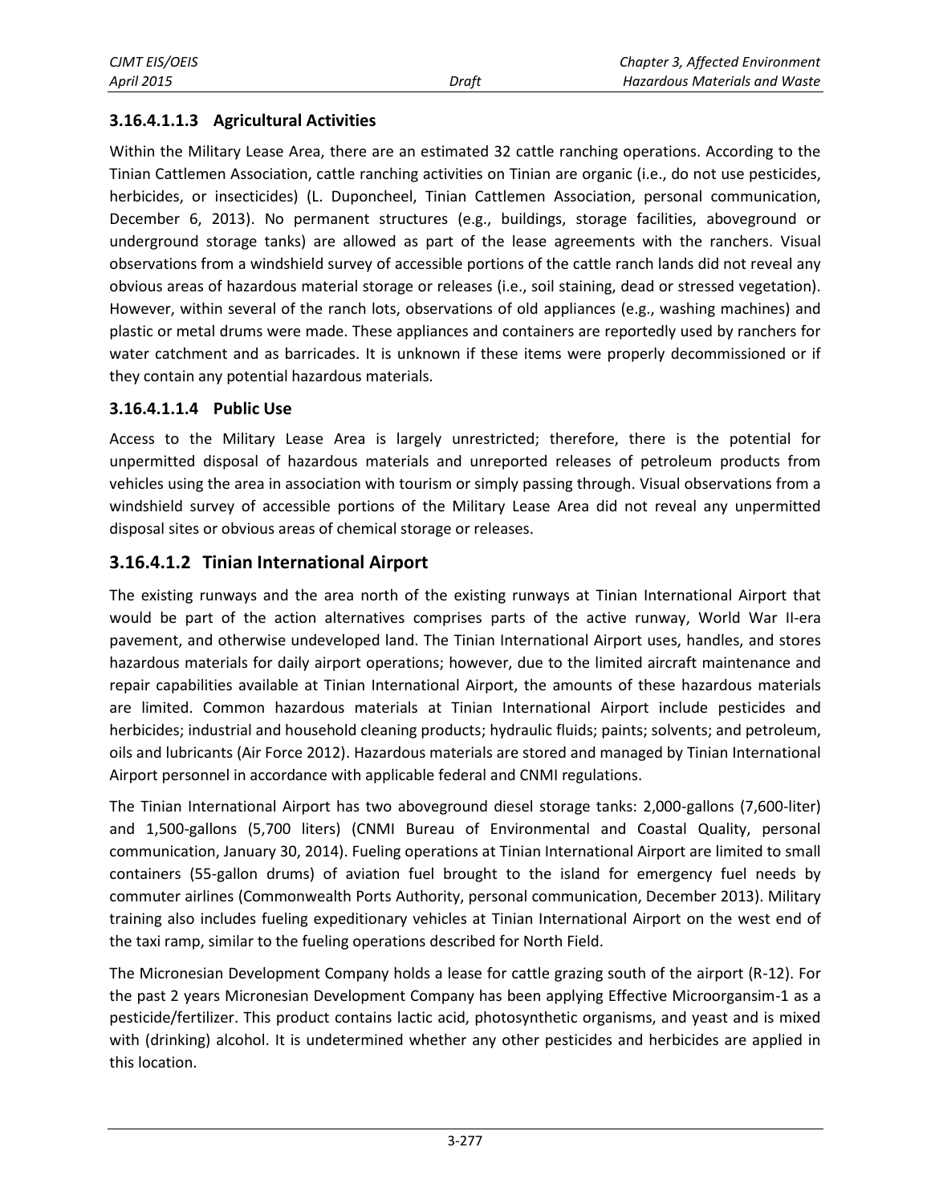#### 3.16.4.1.1.3 Agricultural Activities

Within the Military Lease Area, there are an estimated 32 cattle ranching operations. According to the Tinian Cattlemen Association, cattle ranching activities on Tinian are organic (i.e., do not use pesticides, herbicides, or insecticides) (L. Duponcheel, Tinian Cattlemen Association, personal communication, December 6, 2013). No permanent structures (e.g., buildings, storage facilities, aboveground or underground storage tanks) are allowed as part of the lease agreements with the ranchers. Visual observations from a windshield survey of accessible portions of the cattle ranch lands did not reveal any obvious areas of hazardous material storage or releases (i.e., soil staining, dead or stressed vegetation). However, within several of the ranch lots, observations of old appliances (e.g., washing machines) and plastic or metal drums were made. These appliances and containers are reportedly used by ranchers for water catchment and as barricades. It is unknown if these items were properly decommissioned or if they contain any potential hazardous materials.

#### 3.16.4.1.1.4 Public Use

Access to the Military Lease Area is largely unrestricted; therefore, there is the potential for unpermitted disposal of hazardous materials and unreported releases of petroleum products from vehicles using the area in association with tourism or simply passing through. Visual observations from a windshield survey of accessible portions of the Military Lease Area did not reveal any unpermitted disposal sites or obvious areas of chemical storage or releases.

### 3.16.4.1.2 Tinian International Airport

The existing runways and the area north of the existing runways at Tinian International Airport that would be part of the action alternatives comprises parts of the active runway, World War II-era pavement, and otherwise undeveloped land. The Tinian International Airport uses, handles, and stores hazardous materials for daily airport operations; however, due to the limited aircraft maintenance and repair capabilities available at Tinian International Airport, the amounts of these hazardous materials are limited. Common hazardous materials at Tinian International Airport include pesticides and herbicides; industrial and household cleaning products; hydraulic fluids; paints; solvents; and petroleum, oils and lubricants (Air Force 2012). Hazardous materials are stored and managed by Tinian International Airport personnel in accordance with applicable federal and CNMI regulations.

The Tinian International Airport has two aboveground diesel storage tanks: 2,000-gallons (7,600-liter) and 1,500-gallons (5,700 liters) (CNMI Bureau of Environmental and Coastal Quality, personal communication, January 30, 2014). Fueling operations at Tinian International Airport are limited to small containers (55-gallon drums) of aviation fuel brought to the island for emergency fuel needs by commuter airlines (Commonwealth Ports Authority, personal communication, December 2013). Military training also includes fueling expeditionary vehicles at Tinian International Airport on the west end of the taxi ramp, similar to the fueling operations described for North Field.

The Micronesian Development Company holds a lease for cattle grazing south of the airport (R-12). For the past 2 years Micronesian Development Company has been applying Effective Microorgansim-1 as a pesticide/fertilizer. This product contains lactic acid, photosynthetic organisms, and yeast and is mixed with (drinking) alcohol. It is undetermined whether any other pesticides and herbicides are applied in this location.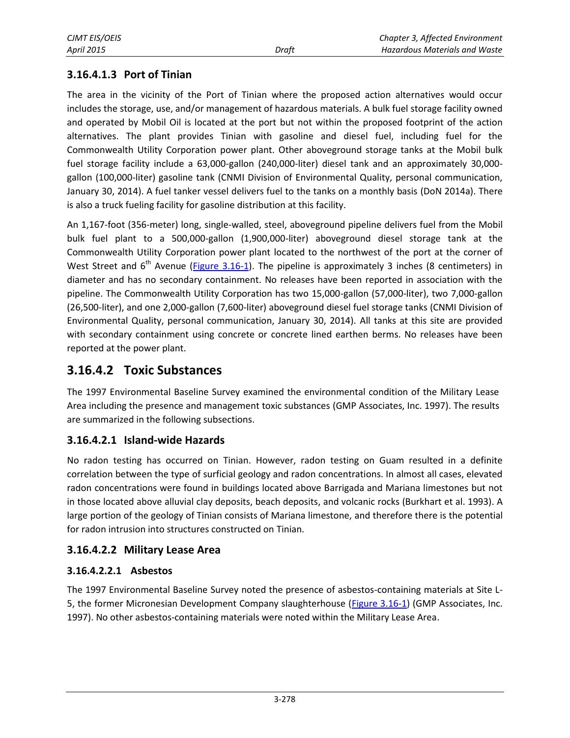### 3.16.4.1.3 Port of Tinian

The area in the vicinity of the Port of Tinian where the proposed action alternatives would occur includes the storage, use, and/or management of hazardous materials. A bulk fuel storage facility owned and operated by Mobil Oil is located at the port but not within the proposed footprint of the action alternatives. The plant provides Tinian with gasoline and diesel fuel, including fuel for the Commonwealth Utility Corporation power plant. Other aboveground storage tanks at the Mobil bulk fuel storage facility include a 63,000-gallon (240,000-liter) diesel tank and an approximately 30,000-gallon (100,000-liter) gasoline tank (CNMI Division of Environmental Quality, personal communication, January 30, 2014). A fuel tanker vessel delivers fuel to the tanks on a monthly basis (DoN 2014a). There is also a truck fueling facility for gasoline distribution at this facility.

An 1,167-foot (356-meter) long, single-walled, steel, aboveground pipeline delivers fuel from the Mobil bulk fuel plant to a 500,000-gallon (1,900,000-liter) aboveground diesel storage tank at the Commonwealth Utility Corporation power plant located to the northwest of the port at the corner of West Street and 6th Avenue (Figure 3.16-1). The pipeline is approximately 3 inches (8 centimeters) in diameter and has no secondary containment. No releases have been reported in association with the pipeline. The Commonwealth Utility Corporation has two 15,000-gallon (57,000-liter), two 7,000-gallon (26,500-liter), and one 2,000-gallon (7,600-liter) aboveground diesel fuel storage tanks (CNMI Division of Environmental Quality, personal communication, January 30, 2014). All tanks at this site are provided with secondary containment using concrete or concrete lined earthen berms. No releases have been reported at the power plant.

## 3.16.4.2 Toxic Substances

The 1997 Environmental Baseline Survey examined the environmental condition of the Military Lease Area including the presence and management toxic substances (GMP Associates, Inc. 1997). The results are summarized in the following subsections.

### 3.16.4.2.1 Island-wide Hazards

No radon testing has occurred on Tinian. However, radon testing on Guam resulted in a definite correlation between the type of surficial geology and radon concentrations. In almost all cases, elevated radon concentrations were found in buildings located above Barrigada and Mariana limestones but not in those located above alluvial clay deposits, beach deposits, and volcanic rocks (Burkhart et al. 1993). A large portion of the geology of Tinian consists of Mariana limestone, and therefore there is the potential for radon intrusion into structures constructed on Tinian.

### 3.16.4.2.2 Military Lease Area

#### 3.16.4.2.2.1 Asbestos

The 1997 Environmental Baseline Survey noted the presence of asbestos-containing materials at Site L-5, the former Micronesian Development Company slaughterhouse (Figure 3.16-1) (GMP Associates, Inc. 1997). No other asbestos-containing materials were noted within the Military Lease Area.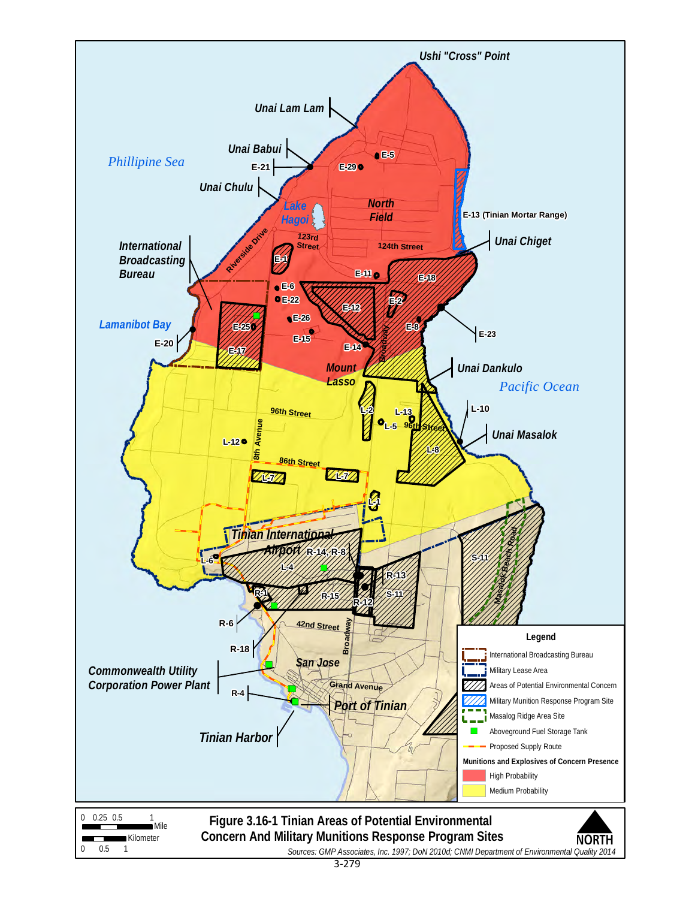**Figure 3.16-1 Tinian Areas of Potential Environmental Concern And Military Munitions Response Program Sites**

*Sources: GMP Associates, Inc. 1997; DoN 2010d; CNMI Department of Environmental Quality 2014*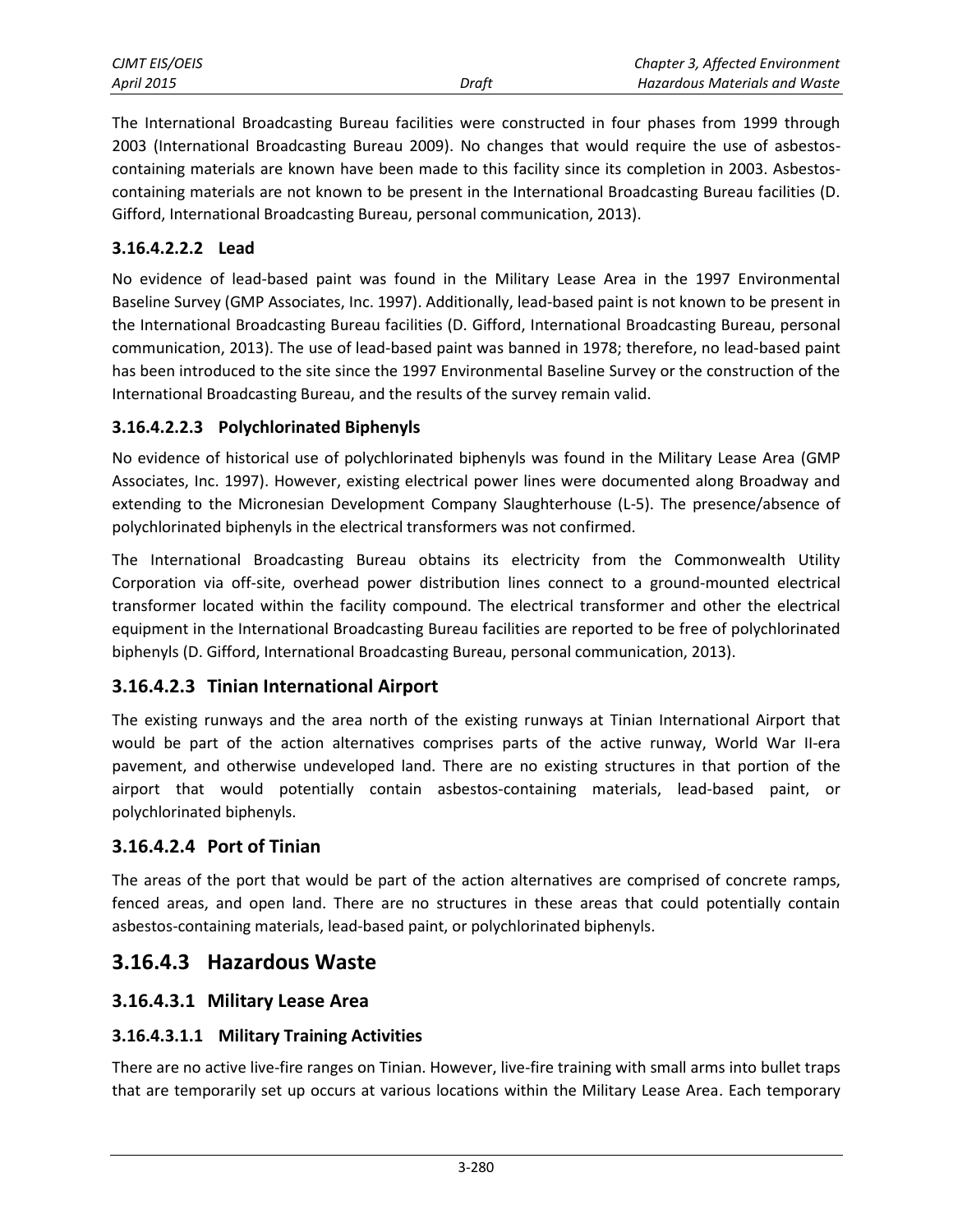The International Broadcasting Bureau facilities were constructed in four phases from 1999 through 2003 (International Broadcasting Bureau 2009). No changes that would require the use of asbestos-containing materials are known have been made to this facility since its completion in 2003. Asbestos-containing materials are not known to be present in the International Broadcasting Bureau facilities (D. Gifford, International Broadcasting Bureau, personal communication, 2013).

#### 3.16.4.2.2.2 Lead

No evidence of lead-based paint was found in the Military Lease Area in the 1997 Environmental Baseline Survey (GMP Associates, Inc. 1997). Additionally, lead-based paint is not known to be present in the International Broadcasting Bureau facilities (D. Gifford, International Broadcasting Bureau, personal communication, 2013). The use of lead-based paint was banned in 1978; therefore, no lead-based paint has been introduced to the site since the 1997 Environmental Baseline Survey or the construction of the International Broadcasting Bureau, and the results of the survey remain valid.

#### 3.16.4.2.2.3 Polychlorinated Biphenyls

No evidence of historical use of polychlorinated biphenyls was found in the Military Lease Area (GMP Associates, Inc. 1997). However, existing electrical power lines were documented along Broadway and extending to the Micronesian Development Company Slaughterhouse (L-5). The presence/absence of polychlorinated biphenyls in the electrical transformers was not confirmed.

The International Broadcasting Bureau obtains its electricity from the Commonwealth Utility Corporation via off-site, overhead power distribution lines connect to a ground-mounted electrical transformer located within the facility compound. The electrical transformer and other the electrical equipment in the International Broadcasting Bureau facilities are reported to be free of polychlorinated biphenyls (D. Gifford, International Broadcasting Bureau, personal communication, 2013).

### 3.16.4.2.3 Tinian International Airport

The existing runways and the area north of the existing runways at Tinian International Airport that would be part of the action alternatives comprises parts of the active runway, World War II-era pavement, and otherwise undeveloped land. There are no existing structures in that portion of the airport that would potentially contain asbestos-containing materials, lead-based paint, or polychlorinated biphenyls.

### 3.16.4.2.4 Port of Tinian

The areas of the port that would be part of the action alternatives are comprised of concrete ramps, fenced areas, and open land. There are no structures in these areas that could potentially contain asbestos-containing materials, lead-based paint, or polychlorinated biphenyls.

## 3.16.4.3 Hazardous Waste

### 3.16.4.3.1 Military Lease Area

#### 3.16.4.3.1.1 Military Training Activities

There are no active live-fire ranges on Tinian. However, live-fire training with small arms into bullet traps that are temporarily set up occurs at various locations within the Military Lease Area. Each temporary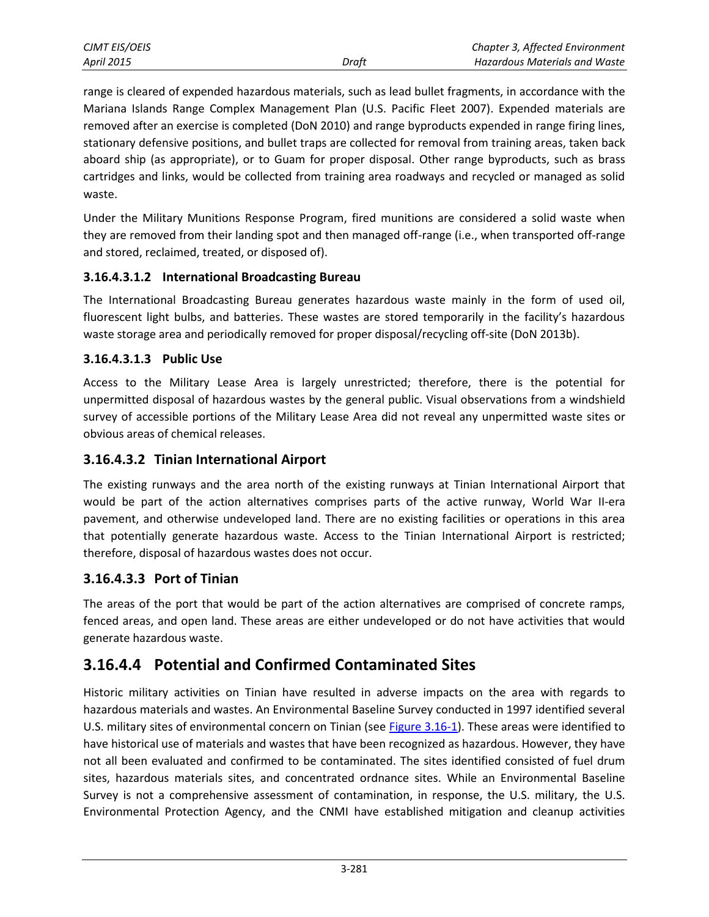range is cleared of expended hazardous materials, such as lead bullet fragments, in accordance with the Mariana Islands Range Complex Management Plan (U.S. Pacific Fleet 2007). Expended materials are removed after an exercise is completed (DoN 2010) and range byproducts expended in range firing lines, stationary defensive positions, and bullet traps are collected for removal from training areas, taken back aboard ship (as appropriate), or to Guam for proper disposal. Other range byproducts, such as brass cartridges and links, would be collected from training area roadways and recycled or managed as solid waste.

Under the Military Munitions Response Program, fired munitions are considered a solid waste when they are removed from their landing spot and then managed off-range (i.e., when transported off-range and stored, reclaimed, treated, or disposed of).

#### 3.16.4.3.1.2 International Broadcasting Bureau

The International Broadcasting Bureau generates hazardous waste mainly in the form of used oil, fluorescent light bulbs, and batteries. These wastes are stored temporarily in the facility's hazardous waste storage area and periodically removed for proper disposal/recycling off-site (DoN 2013b).

#### 3.16.4.3.1.3 Public Use

Access to the Military Lease Area is largely unrestricted; therefore, there is the potential for unpermitted disposal of hazardous wastes by the general public. Visual observations from a windshield survey of accessible portions of the Military Lease Area did not reveal any unpermitted waste sites or obvious areas of chemical releases.

### 3.16.4.3.2 Tinian International Airport

The existing runways and the area north of the existing runways at Tinian International Airport that would be part of the action alternatives comprises parts of the active runway, World War II-era pavement, and otherwise undeveloped land. There are no existing facilities or operations in this area that potentially generate hazardous waste. Access to the Tinian International Airport is restricted; therefore, disposal of hazardous wastes does not occur.

### 3.16.4.3.3 Port of Tinian

The areas of the port that would be part of the action alternatives are comprised of concrete ramps, fenced areas, and open land. These areas are either undeveloped or do not have activities that would generate hazardous waste.

## 3.16.4.4 Potential and Confirmed Contaminated Sites

Historic military activities on Tinian have resulted in adverse impacts on the area with regards to hazardous materials and wastes. An Environmental Baseline Survey conducted in 1997 identified several U.S. military sites of environmental concern on Tinian (see Figure 3.16-1). These areas were identified to have historical use of materials and wastes that have been recognized as hazardous. However, they have not all been evaluated and confirmed to be contaminated. The sites identified consisted of fuel drum sites, hazardous materials sites, and concentrated ordnance sites. While an Environmental Baseline Survey is not a comprehensive assessment of contamination, in response, the U.S. military, the U.S. Environmental Protection Agency, and the CNMI have established mitigation and cleanup activities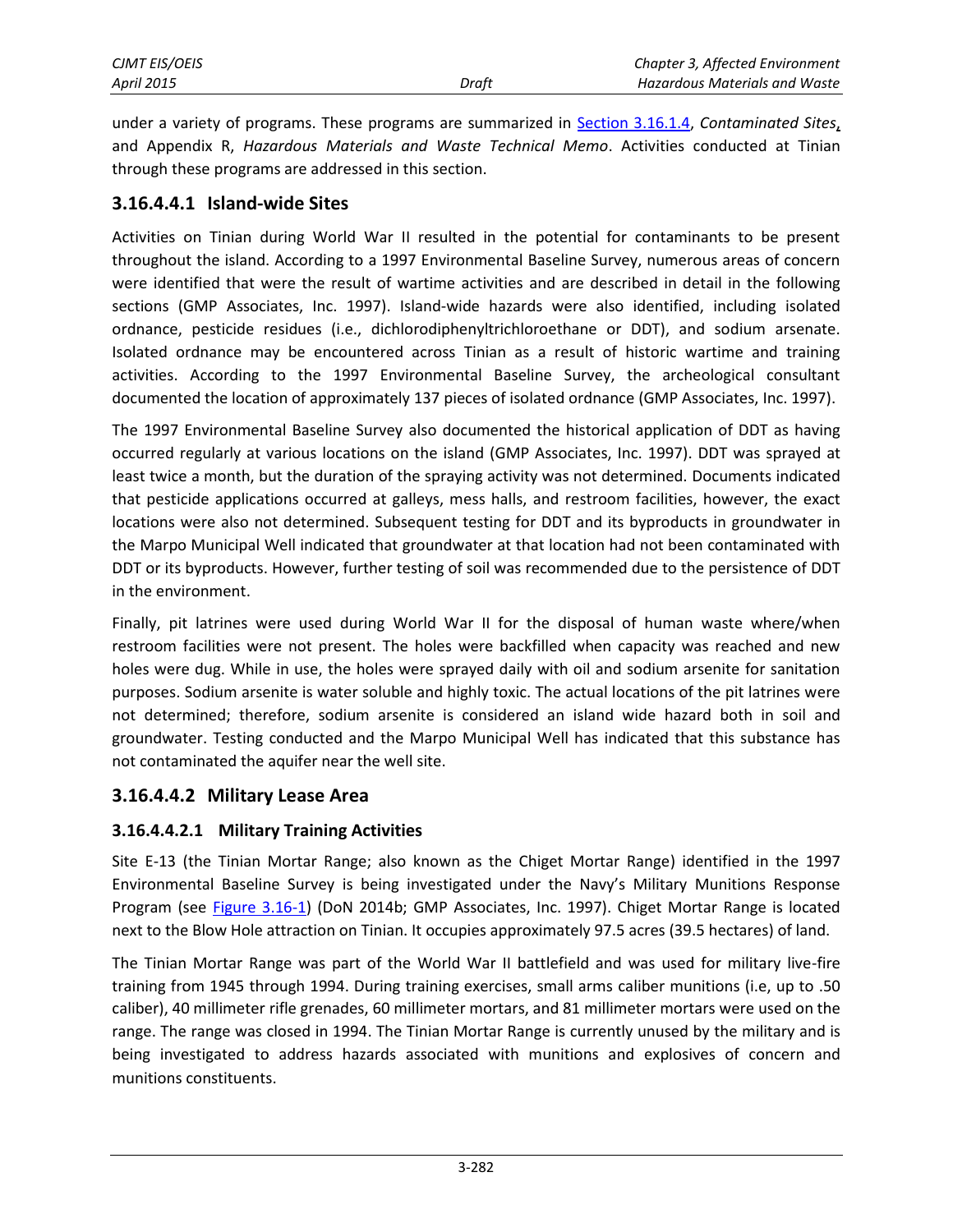under a variety of programs. These programs are summarized in Section 3.16.1.4, *Contaminated Sites*, and Appendix R, *Hazardous Materials and Waste Technical Memo*. Activities conducted at Tinian through these programs are addressed in this section.

## 3.16.4.4.1 Island-wide Sites

Activities on Tinian during World War II resulted in the potential for contaminants to be present throughout the island. According to a 1997 Environmental Baseline Survey, numerous areas of concern were identified that were the result of wartime activities and are described in detail in the following sections (GMP Associates, Inc. 1997). Island-wide hazards were also identified, including isolated ordnance, pesticide residues (i.e., dichlorodiphenyltrichloroethane or DDT), and sodium arsenate. Isolated ordnance may be encountered across Tinian as a result of historic wartime and training activities. According to the 1997 Environmental Baseline Survey, the archeological consultant documented the location of approximately 137 pieces of isolated ordnance (GMP Associates, Inc. 1997).

The 1997 Environmental Baseline Survey also documented the historical application of DDT as having occurred regularly at various locations on the island (GMP Associates, Inc. 1997). DDT was sprayed at least twice a month, but the duration of the spraying activity was not determined. Documents indicated that pesticide applications occurred at galleys, mess halls, and restroom facilities, however, the exact locations were also not determined. Subsequent testing for DDT and its byproducts in groundwater in the Marpo Municipal Well indicated that groundwater at that location had not been contaminated with DDT or its byproducts. However, further testing of soil was recommended due to the persistence of DDT in the environment.

Finally, pit latrines were used during World War II for the disposal of human waste where/when restroom facilities were not present. The holes were backfilled when capacity was reached and new holes were dug. While in use, the holes were sprayed daily with oil and sodium arsenite for sanitation purposes. Sodium arsenite is water soluble and highly toxic. The actual locations of the pit latrines were not determined; therefore, sodium arsenite is considered an island wide hazard both in soil and groundwater. Testing conducted and the Marpo Municipal Well has indicated that this substance has not contaminated the aquifer near the well site.

## 3.16.4.4.2 Military Lease Area

### 3.16.4.4.2.1 Military Training Activities

Site E-13 (the Tinian Mortar Range; also known as the Chiget Mortar Range) identified in the 1997 Environmental Baseline Survey is being investigated under the Navy's Military Munitions Response Program (see Figure 3.16-1) (DoN 2014b; GMP Associates, Inc. 1997). Chiget Mortar Range is located next to the Blow Hole attraction on Tinian. It occupies approximately 97.5 acres (39.5 hectares) of land.

The Tinian Mortar Range was part of the World War II battlefield and was used for military live-fire training from 1945 through 1994. During training exercises, small arms caliber munitions (i.e, up to .50 caliber), 40 millimeter rifle grenades, 60 millimeter mortars, and 81 millimeter mortars were used on the range. The range was closed in 1994. The Tinian Mortar Range is currently unused by the military and is being investigated to address hazards associated with munitions and explosives of concern and munitions constituents.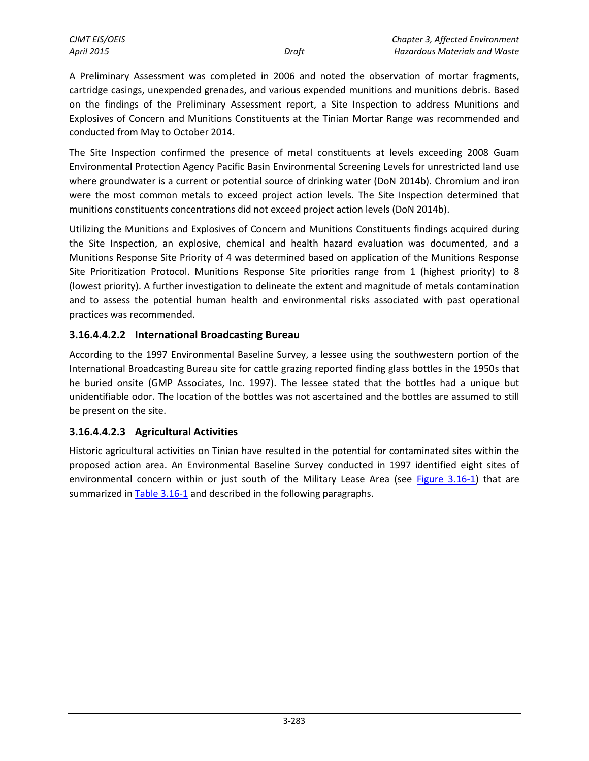A Preliminary Assessment was completed in 2006 and noted the observation of mortar fragments, cartridge casings, unexpended grenades, and various expended munitions and munitions debris. Based on the findings of the Preliminary Assessment report, a Site Inspection to address Munitions and Explosives of Concern and Munitions Constituents at the Tinian Mortar Range was recommended and conducted from May to October 2014.

The Site Inspection confirmed the presence of metal constituents at levels exceeding 2008 Guam Environmental Protection Agency Pacific Basin Environmental Screening Levels for unrestricted land use where groundwater is a current or potential source of drinking water (DoN 2014b). Chromium and iron were the most common metals to exceed project action levels. The Site Inspection determined that munitions constituents concentrations did not exceed project action levels (DoN 2014b).

Utilizing the Munitions and Explosives of Concern and Munitions Constituents findings acquired during the Site Inspection, an explosive, chemical and health hazard evaluation was documented, and a Munitions Response Site Priority of 4 was determined based on application of the Munitions Response Site Prioritization Protocol. Munitions Response Site priorities range from 1 (highest priority) to 8 (lowest priority). A further investigation to delineate the extent and magnitude of metals contamination and to assess the potential human health and environmental risks associated with past operational practices was recommended.

### 3.16.4.4.2.2 International Broadcasting Bureau

According to the 1997 Environmental Baseline Survey, a lessee using the southwestern portion of the International Broadcasting Bureau site for cattle grazing reported finding glass bottles in the 1950s that he buried onsite (GMP Associates, Inc. 1997). The lessee stated that the bottles had a unique but unidentifiable odor. The location of the bottles was not ascertained and the bottles are assumed to still be present on the site.

### 3.16.4.4.2.3 Agricultural Activities

Historic agricultural activities on Tinian have resulted in the potential for contaminated sites within the proposed action area. An Environmental Baseline Survey conducted in 1997 identified eight sites of environmental concern within or just south of the Military Lease Area (see Figure 3.16-1) that are summarized in Table 3.16-1 and described in the following paragraphs.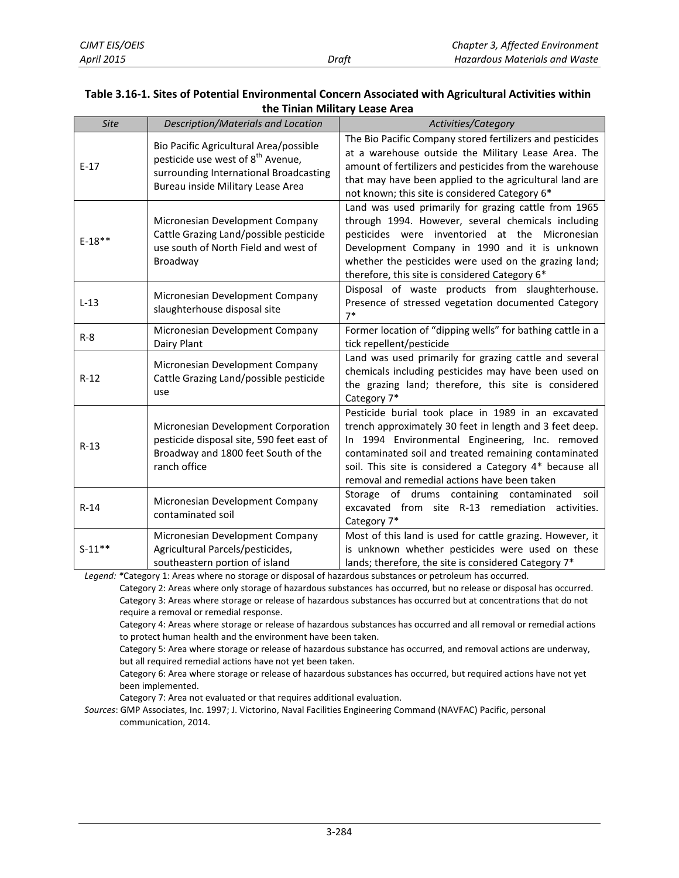**Table 3.16-1. Sites of Potential Environmental Concern Associated with Agricultural Activities within the Tinian Military Lease Area**

| *Site* | *Description/Materials and Location* | *Activities/Category* |
|---|---|---|
| E-17 | Bio Pacific Agricultural Area/possible pesticide use west of 8th Avenue, surrounding International Broadcasting Bureau inside Military Lease Area | The Bio Pacific Company stored fertilizers and pesticides at a warehouse outside the Military Lease Area. The amount of fertilizers and pesticides from the warehouse that may have been applied to the agricultural land are not known; this site is considered Category 6* |
| E-18** | Micronesian Development Company Cattle Grazing Land/possible pesticide use south of North Field and west of Broadway | Land was used primarily for grazing cattle from 1965 through 1994. However, several chemicals including pesticides were inventoried at the Micronesian Development Company in 1990 and it is unknown whether the pesticides were used on the grazing land; therefore, this site is considered Category 6* |
| L-13 | Micronesian Development Company slaughterhouse disposal site | Disposal of waste products from slaughterhouse. Presence of stressed vegetation documented Category 7* |
| R-8 | Micronesian Development Company Dairy Plant | Former location of "dipping wells" for bathing cattle in a tick repellent/pesticide |
| R-12 | Micronesian Development Company Cattle Grazing Land/possible pesticide use | Land was used primarily for grazing cattle and several chemicals including pesticides may have been used on the grazing land; therefore, this site is considered Category 7* |
| R-13 | Micronesian Development Corporation pesticide disposal site, 590 feet east of Broadway and 1800 feet South of the ranch office | Pesticide burial took place in 1989 in an excavated trench approximately 30 feet in length and 3 feet deep. In 1994 Environmental Engineering, Inc. removed contaminated soil and treated remaining contaminated soil. This site is considered a Category 4* because all removal and remedial actions have been taken |
| R-14 | Micronesian Development Company contaminated soil | Storage of drums containing contaminated soil excavated from site R-13 remediation activities. Category 7* |
| S-11** | Micronesian Development Company Agricultural Parcels/pesticides, southeastern portion of island | Most of this land is used for cattle grazing. However, it is unknown whether pesticides were used on these lands; therefore, the site is considered Category 7* |

*Legend:* *Category 1: Areas where no storage or disposal of hazardous substances or petroleum has occurred.

Category 2: Areas where only storage of hazardous substances has occurred, but no release or disposal has occurred.

Category 3: Areas where storage or release of hazardous substances has occurred but at concentrations that do not require a removal or remedial response.

Category 4: Areas where storage or release of hazardous substances has occurred and all removal or remedial actions to protect human health and the environment have been taken.

Category 5: Area where storage or release of hazardous substance has occurred, and removal actions are underway, but all required remedial actions have not yet been taken.

Category 6: Area where storage or release of hazardous substances has occurred, but required actions have not yet been implemented.

Category 7: Area not evaluated or that requires additional evaluation.

*Sources*: GMP Associates, Inc. 1997; J. Victorino, Naval Facilities Engineering Command (NAVFAC) Pacific, personal communication, 2014.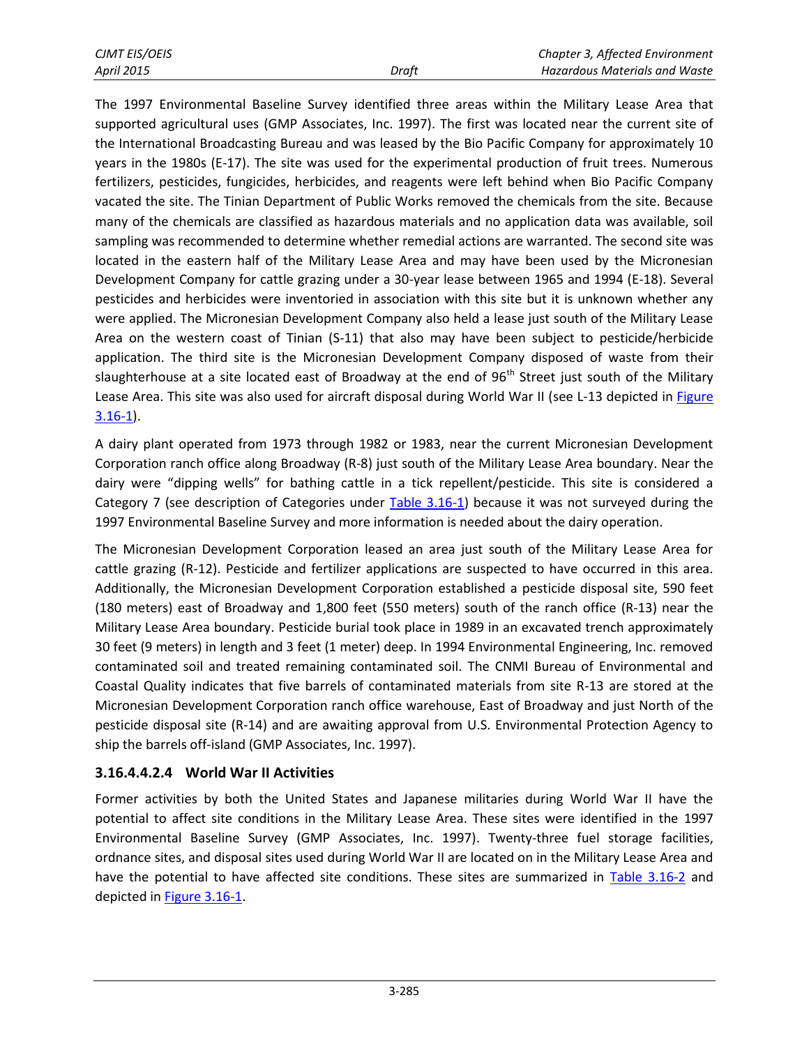The 1997 Environmental Baseline Survey identified three areas within the Military Lease Area that supported agricultural uses (GMP Associates, Inc. 1997). The first was located near the current site of the International Broadcasting Bureau and was leased by the Bio Pacific Company for approximately 10 years in the 1980s (E-17). The site was used for the experimental production of fruit trees. Numerous fertilizers, pesticides, fungicides, herbicides, and reagents were left behind when Bio Pacific Company vacated the site. The Tinian Department of Public Works removed the chemicals from the site. Because many of the chemicals are classified as hazardous materials and no application data was available, soil sampling was recommended to determine whether remedial actions are warranted. The second site was located in the eastern half of the Military Lease Area and may have been used by the Micronesian Development Company for cattle grazing under a 30-year lease between 1965 and 1994 (E-18). Several pesticides and herbicides were inventoried in association with this site but it is unknown whether any were applied. The Micronesian Development Company also held a lease just south of the Military Lease Area on the western coast of Tinian (S-11) that also may have been subject to pesticide/herbicide application. The third site is the Micronesian Development Company disposed of waste from their slaughterhouse at a site located east of Broadway at the end of 96th Street just south of the Military Lease Area. This site was also used for aircraft disposal during World War II (see L-13 depicted in Figure 3.16-1).

A dairy plant operated from 1973 through 1982 or 1983, near the current Micronesian Development Corporation ranch office along Broadway (R-8) just south of the Military Lease Area boundary. Near the dairy were "dipping wells" for bathing cattle in a tick repellent/pesticide. This site is considered a Category 7 (see description of Categories under Table 3.16-1) because it was not surveyed during the 1997 Environmental Baseline Survey and more information is needed about the dairy operation.

The Micronesian Development Corporation leased an area just south of the Military Lease Area for cattle grazing (R-12). Pesticide and fertilizer applications are suspected to have occurred in this area. Additionally, the Micronesian Development Corporation established a pesticide disposal site, 590 feet (180 meters) east of Broadway and 1,800 feet (550 meters) south of the ranch office (R-13) near the Military Lease Area boundary. Pesticide burial took place in 1989 in an excavated trench approximately 30 feet (9 meters) in length and 3 feet (1 meter) deep. In 1994 Environmental Engineering, Inc. removed contaminated soil and treated remaining contaminated soil. The CNMI Bureau of Environmental and Coastal Quality indicates that five barrels of contaminated materials from site R-13 are stored at the Micronesian Development Corporation ranch office warehouse, East of Broadway and just North of the pesticide disposal site (R-14) and are awaiting approval from U.S. Environmental Protection Agency to ship the barrels off-island (GMP Associates, Inc. 1997).

#### 3.16.4.4.2.4 World War II Activities

Former activities by both the United States and Japanese militaries during World War II have the potential to affect site conditions in the Military Lease Area. These sites were identified in the 1997 Environmental Baseline Survey (GMP Associates, Inc. 1997). Twenty-three fuel storage facilities, ordnance sites, and disposal sites used during World War II are located on in the Military Lease Area and have the potential to have affected site conditions. These sites are summarized in Table 3.16-2 and depicted in Figure 3.16-1.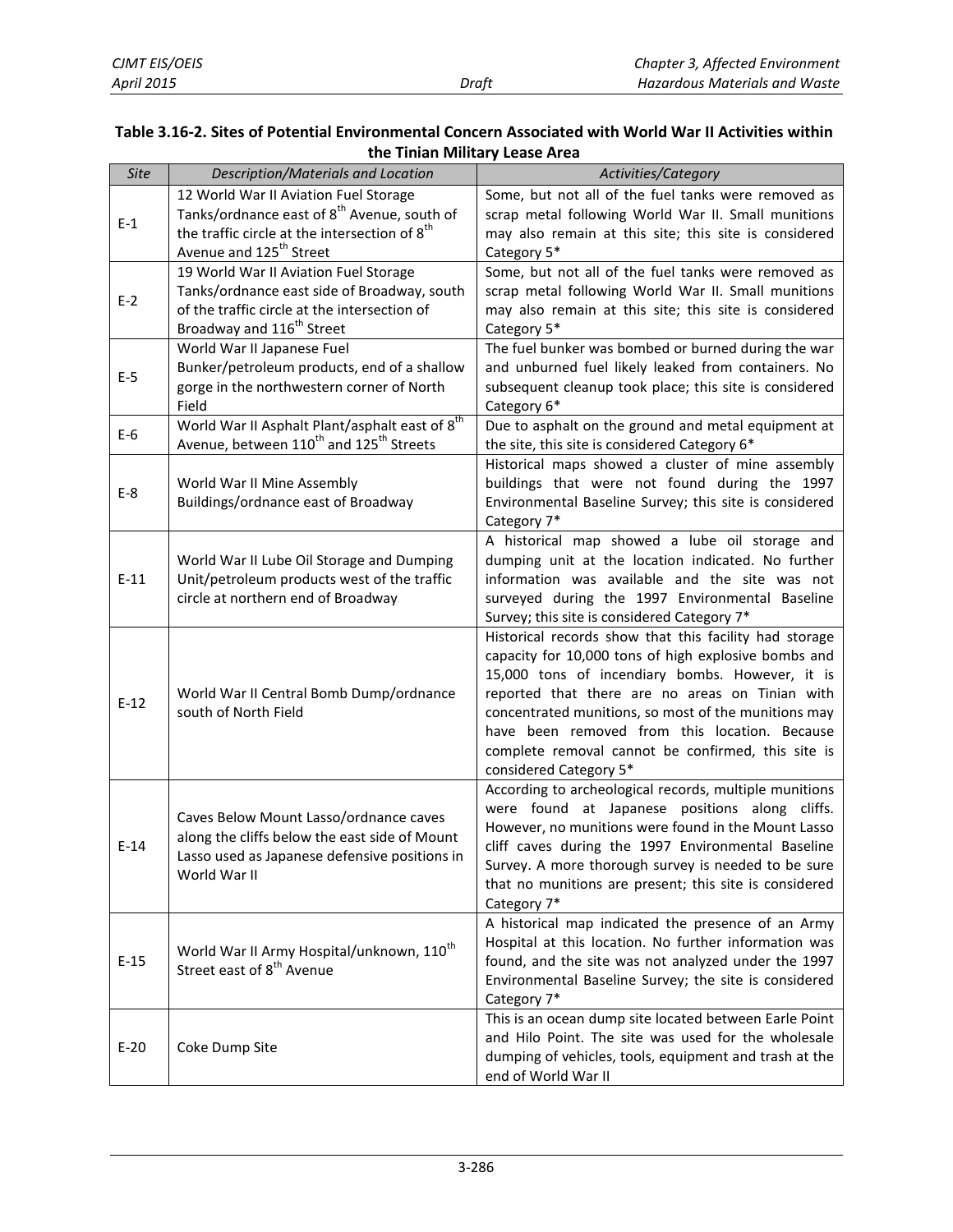**Table 3.16-2. Sites of Potential Environmental Concern Associated with World War II Activities within the Tinian Military Lease Area**

| *Site* | *Description/Materials and Location* | *Activities/Category* |
|---|---|---|
| E-1 | 12 World War II Aviation Fuel Storage Tanks/ordnance east of 8th Avenue, south of the traffic circle at the intersection of 8th Avenue and 125th Street | Some, but not all of the fuel tanks were removed as scrap metal following World War II. Small munitions may also remain at this site; this site is considered Category 5* |
| E-2 | 19 World War II Aviation Fuel Storage Tanks/ordnance east side of Broadway, south of the traffic circle at the intersection of Broadway and 116th Street | Some, but not all of the fuel tanks were removed as scrap metal following World War II. Small munitions may also remain at this site; this site is considered Category 5* |
| E-5 | World War II Japanese Fuel Bunker/petroleum products, end of a shallow gorge in the northwestern corner of North Field | The fuel bunker was bombed or burned during the war and unburned fuel likely leaked from containers. No subsequent cleanup took place; this site is considered Category 6* |
| E-6 | World War II Asphalt Plant/asphalt east of 8th Avenue, between 110th and 125th Streets | Due to asphalt on the ground and metal equipment at the site, this site is considered Category 6* |
| E-8 | World War II Mine Assembly Buildings/ordnance east of Broadway | Historical maps showed a cluster of mine assembly buildings that were not found during the 1997 Environmental Baseline Survey; this site is considered Category 7* |
| E-11 | World War II Lube Oil Storage and Dumping Unit/petroleum products west of the traffic circle at northern end of Broadway | A historical map showed a lube oil storage and dumping unit at the location indicated. No further information was available and the site was not surveyed during the 1997 Environmental Baseline Survey; this site is considered Category 7* |
| E-12 | World War II Central Bomb Dump/ordnance south of North Field | Historical records show that this facility had storage capacity for 10,000 tons of high explosive bombs and 15,000 tons of incendiary bombs. However, it is reported that there are no areas on Tinian with concentrated munitions, so most of the munitions may have been removed from this location. Because complete removal cannot be confirmed, this site is considered Category 5* |
| E-14 | Caves Below Mount Lasso/ordnance caves along the cliffs below the east side of Mount Lasso used as Japanese defensive positions in World War II | According to archeological records, multiple munitions were found at Japanese positions along cliffs. However, no munitions were found in the Mount Lasso cliff caves during the 1997 Environmental Baseline Survey. A more thorough survey is needed to be sure that no munitions are present; this site is considered Category 7* |
| E-15 | World War II Army Hospital/unknown, 110th Street east of 8th Avenue | A historical map indicated the presence of an Army Hospital at this location. No further information was found, and the site was not analyzed under the 1997 Environmental Baseline Survey; the site is considered Category 7* |
| E-20 | Coke Dump Site | This is an ocean dump site located between Earle Point and Hilo Point. The site was used for the wholesale dumping of vehicles, tools, equipment and trash at the end of World War II |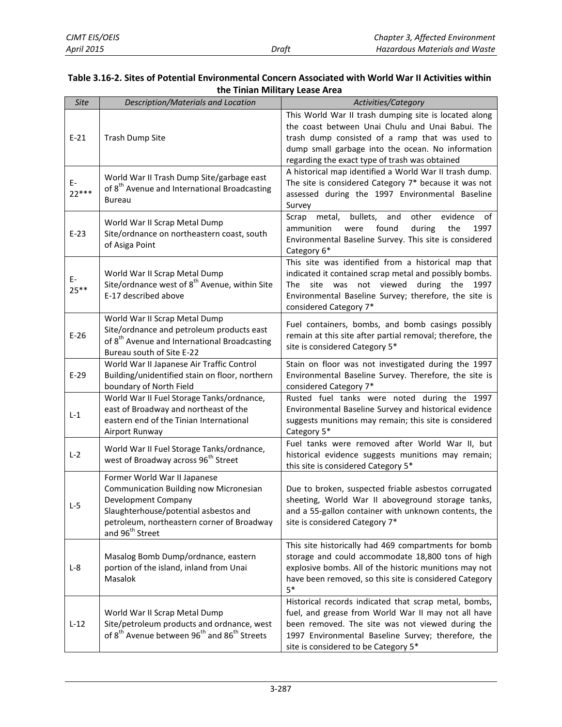**Table 3.16-2. Sites of Potential Environmental Concern Associated with World War II Activities within the Tinian Military Lease Area**

| *Site* | *Description/Materials and Location* | *Activities/Category* |
|---|---|---|
| E-21 | Trash Dump Site | This World War II trash dumping site is located along the coast between Unai Chulu and Unai Babui. The trash dump consisted of a ramp that was used to dump small garbage into the ocean. No information regarding the exact type of trash was obtained |
| E-22*** | World War II Trash Dump Site/garbage east of 8th Avenue and International Broadcasting Bureau | A historical map identified a World War II trash dump. The site is considered Category 7* because it was not assessed during the 1997 Environmental Baseline Survey |
| E-23 | World War II Scrap Metal Dump Site/ordnance on northeastern coast, south of Asiga Point | Scrap metal, bullets, and other evidence of ammunition were found during the 1997 Environmental Baseline Survey. This site is considered Category 6* |
| E-25** | World War II Scrap Metal Dump Site/ordnance west of 8th Avenue, within Site E-17 described above | This site was identified from a historical map that indicated it contained scrap metal and possibly bombs. The site was not viewed during the 1997 Environmental Baseline Survey; therefore, the site is considered Category 7* |
| E-26 | World War II Scrap Metal Dump Site/ordnance and petroleum products east of 8th Avenue and International Broadcasting Bureau south of Site E-22 | Fuel containers, bombs, and bomb casings possibly remain at this site after partial removal; therefore, the site is considered Category 5* |
| E-29 | World War II Japanese Air Traffic Control Building/unidentified stain on floor, northern boundary of North Field | Stain on floor was not investigated during the 1997 Environmental Baseline Survey. Therefore, the site is considered Category 7* |
| L-1 | World War II Fuel Storage Tanks/ordnance, east of Broadway and northeast of the eastern end of the Tinian International Airport Runway | Rusted fuel tanks were noted during the 1997 Environmental Baseline Survey and historical evidence suggests munitions may remain; this site is considered Category 5* |
| L-2 | World War II Fuel Storage Tanks/ordnance, west of Broadway across 96th Street | Fuel tanks were removed after World War II, but historical evidence suggests munitions may remain; this site is considered Category 5* |
| L-5 | Former World War II Japanese Communication Building now Micronesian Development Company Slaughterhouse/potential asbestos and petroleum, northeastern corner of Broadway and 96th Street | Due to broken, suspected friable asbestos corrugated sheeting, World War II aboveground storage tanks, and a 55-gallon container with unknown contents, the site is considered Category 7* |
| L-8 | Masalog Bomb Dump/ordnance, eastern portion of the island, inland from Unai Masalok | This site historically had 469 compartments for bomb storage and could accommodate 18,800 tons of high explosive bombs. All of the historic munitions may not have been removed, so this site is considered Category 5* |
| L-12 | World War II Scrap Metal Dump Site/petroleum products and ordnance, west of 8th Avenue between 96th and 86th Streets | Historical records indicated that scrap metal, bombs, fuel, and grease from World War II may not all have been removed. The site was not viewed during the 1997 Environmental Baseline Survey; therefore, the site is considered to be Category 5* |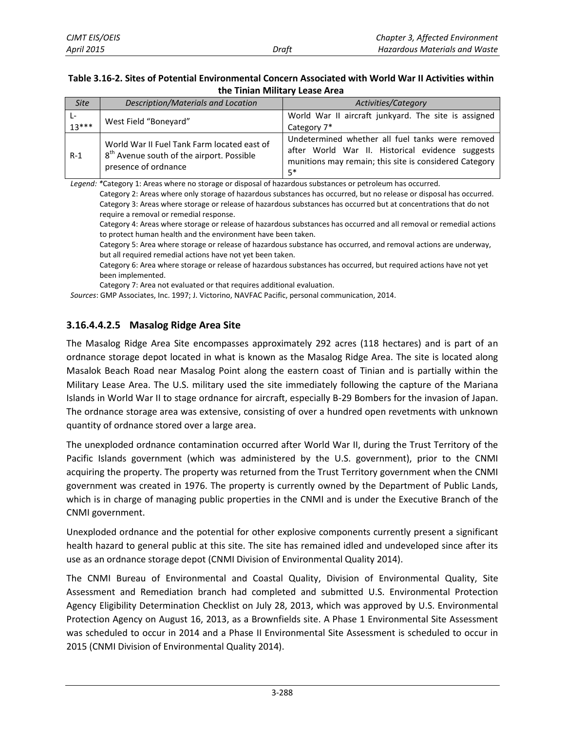**Table 3.16-2. Sites of Potential Environmental Concern Associated with World War II Activities within the Tinian Military Lease Area**

| *Site* | *Description/Materials and Location* | *Activities/Category* |
|---|---|---|
| L-13*** | West Field "Boneyard" | World War II aircraft junkyard. The site is assigned Category 7* |
| R-1 | World War II Fuel Tank Farm located east of 8th Avenue south of the airport. Possible presence of ordnance | Undetermined whether all fuel tanks were removed after World War II. Historical evidence suggests munitions may remain; this site is considered Category 5* |

*Legend:* *Category 1: Areas where no storage or disposal of hazardous substances or petroleum has occurred.
Category 2: Areas where only storage of hazardous substances has occurred, but no release or disposal has occurred.
Category 3: Areas where storage or release of hazardous substances has occurred but at concentrations that do not require a removal or remedial response.
Category 4: Areas where storage or release of hazardous substances has occurred and all removal or remedial actions to protect human health and the environment have been taken.
Category 5: Area where storage or release of hazardous substance has occurred, and removal actions are underway, but all required remedial actions have not yet been taken.
Category 6: Area where storage or release of hazardous substances has occurred, but required actions have not yet been implemented.
Category 7: Area not evaluated or that requires additional evaluation.

*Sources*: GMP Associates, Inc. 1997; J. Victorino, NAVFAC Pacific, personal communication, 2014.

### 3.16.4.4.2.5 Masalog Ridge Area Site

The Masalog Ridge Area Site encompasses approximately 292 acres (118 hectares) and is part of an ordnance storage depot located in what is known as the Masalog Ridge Area. The site is located along Masalok Beach Road near Masalog Point along the eastern coast of Tinian and is partially within the Military Lease Area. The U.S. military used the site immediately following the capture of the Mariana Islands in World War II to stage ordnance for aircraft, especially B-29 Bombers for the invasion of Japan. The ordnance storage area was extensive, consisting of over a hundred open revetments with unknown quantity of ordnance stored over a large area.

The unexploded ordnance contamination occurred after World War II, during the Trust Territory of the Pacific Islands government (which was administered by the U.S. government), prior to the CNMI acquiring the property. The property was returned from the Trust Territory government when the CNMI government was created in 1976. The property is currently owned by the Department of Public Lands, which is in charge of managing public properties in the CNMI and is under the Executive Branch of the CNMI government.

Unexploded ordnance and the potential for other explosive components currently present a significant health hazard to general public at this site. The site has remained idled and undeveloped since after its use as an ordnance storage depot (CNMI Division of Environmental Quality 2014).

The CNMI Bureau of Environmental and Coastal Quality, Division of Environmental Quality, Site Assessment and Remediation branch had completed and submitted U.S. Environmental Protection Agency Eligibility Determination Checklist on July 28, 2013, which was approved by U.S. Environmental Protection Agency on August 16, 2013, as a Brownfields site. A Phase 1 Environmental Site Assessment was scheduled to occur in 2014 and a Phase II Environmental Site Assessment is scheduled to occur in 2015 (CNMI Division of Environmental Quality 2014).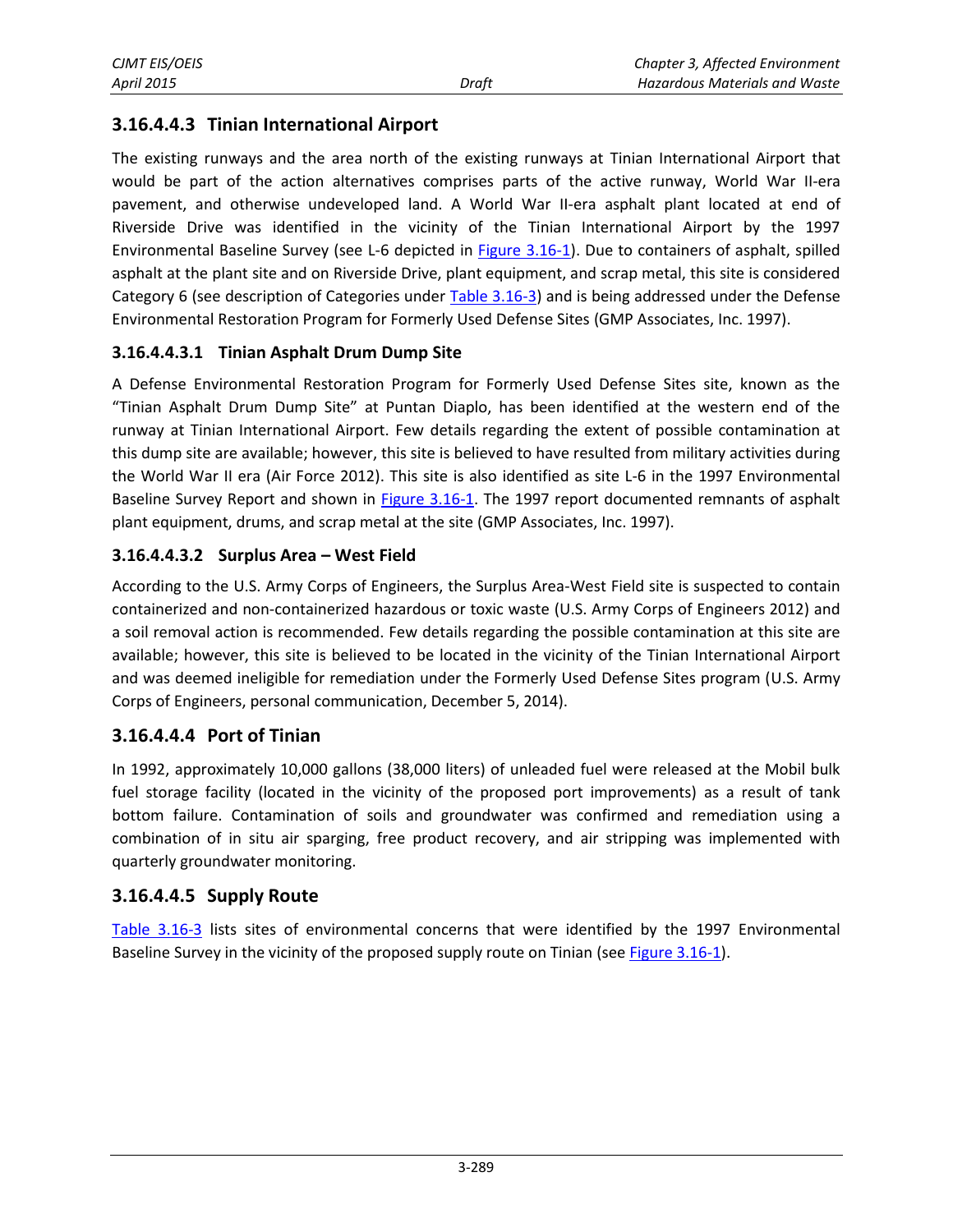### 3.16.4.4.3 Tinian International Airport

The existing runways and the area north of the existing runways at Tinian International Airport that would be part of the action alternatives comprises parts of the active runway, World War II-era pavement, and otherwise undeveloped land. A World War II-era asphalt plant located at end of Riverside Drive was identified in the vicinity of the Tinian International Airport by the 1997 Environmental Baseline Survey (see L-6 depicted in Figure 3.16-1). Due to containers of asphalt, spilled asphalt at the plant site and on Riverside Drive, plant equipment, and scrap metal, this site is considered Category 6 (see description of Categories under Table 3.16-3) and is being addressed under the Defense Environmental Restoration Program for Formerly Used Defense Sites (GMP Associates, Inc. 1997).

#### 3.16.4.4.3.1 Tinian Asphalt Drum Dump Site

A Defense Environmental Restoration Program for Formerly Used Defense Sites site, known as the "Tinian Asphalt Drum Dump Site" at Puntan Diaplo, has been identified at the western end of the runway at Tinian International Airport. Few details regarding the extent of possible contamination at this dump site are available; however, this site is believed to have resulted from military activities during the World War II era (Air Force 2012). This site is also identified as site L-6 in the 1997 Environmental Baseline Survey Report and shown in Figure 3.16-1. The 1997 report documented remnants of asphalt plant equipment, drums, and scrap metal at the site (GMP Associates, Inc. 1997).

#### 3.16.4.4.3.2 Surplus Area – West Field

According to the U.S. Army Corps of Engineers, the Surplus Area-West Field site is suspected to contain containerized and non-containerized hazardous or toxic waste (U.S. Army Corps of Engineers 2012) and a soil removal action is recommended. Few details regarding the possible contamination at this site are available; however, this site is believed to be located in the vicinity of the Tinian International Airport and was deemed ineligible for remediation under the Formerly Used Defense Sites program (U.S. Army Corps of Engineers, personal communication, December 5, 2014).

### 3.16.4.4.4 Port of Tinian

In 1992, approximately 10,000 gallons (38,000 liters) of unleaded fuel were released at the Mobil bulk fuel storage facility (located in the vicinity of the proposed port improvements) as a result of tank bottom failure. Contamination of soils and groundwater was confirmed and remediation using a combination of in situ air sparging, free product recovery, and air stripping was implemented with quarterly groundwater monitoring.

### 3.16.4.4.5 Supply Route

Table 3.16-3 lists sites of environmental concerns that were identified by the 1997 Environmental Baseline Survey in the vicinity of the proposed supply route on Tinian (see Figure 3.16-1).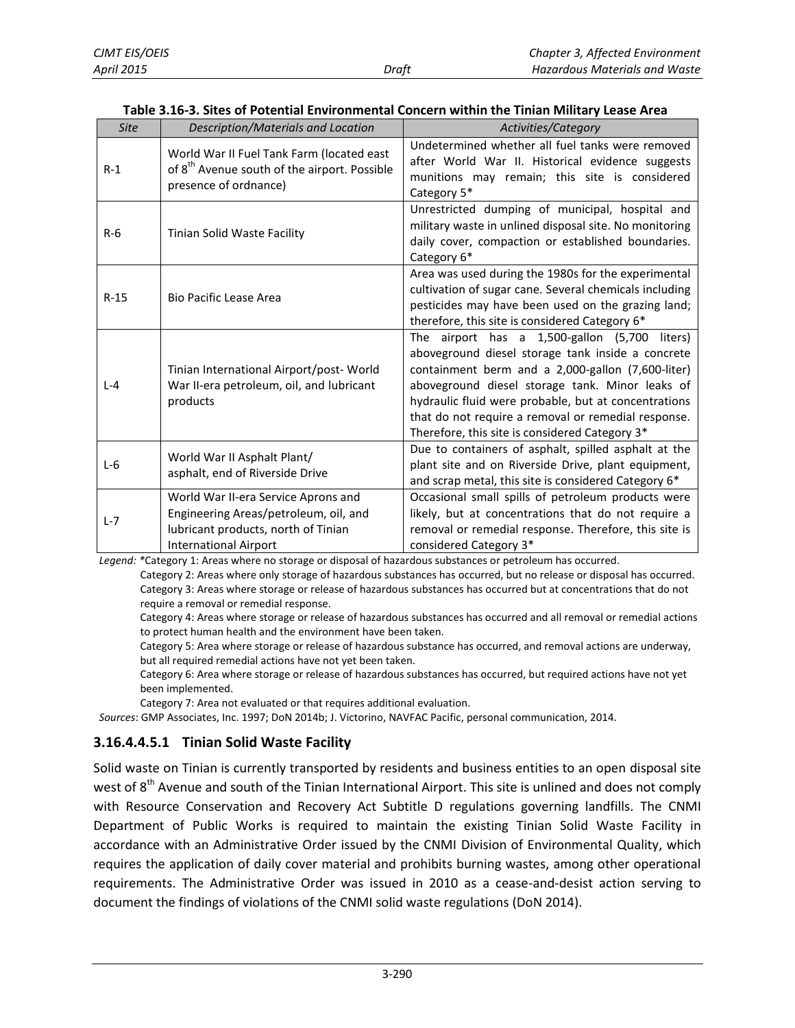**Table 3.16-3. Sites of Potential Environmental Concern within the Tinian Military Lease Area**

| *Site* | *Description/Materials and Location* | *Activities/Category* |
|---|---|---|
| R-1 | World War II Fuel Tank Farm (located east of 8th Avenue south of the airport. Possible presence of ordnance) | Undetermined whether all fuel tanks were removed after World War II. Historical evidence suggests munitions may remain; this site is considered Category 5* |
| R-6 | Tinian Solid Waste Facility | Unrestricted dumping of municipal, hospital and military waste in unlined disposal site. No monitoring daily cover, compaction or established boundaries. Category 6* |
| R-15 | Bio Pacific Lease Area | Area was used during the 1980s for the experimental cultivation of sugar cane. Several chemicals including pesticides may have been used on the grazing land; therefore, this site is considered Category 6* |
| L-4 | Tinian International Airport/post- World War II-era petroleum, oil, and lubricant products | The airport has a 1,500-gallon (5,700 liters) aboveground diesel storage tank inside a concrete containment berm and a 2,000-gallon (7,600-liter) aboveground diesel storage tank. Minor leaks of hydraulic fluid were probable, but at concentrations that do not require a removal or remedial response. Therefore, this site is considered Category 3* |
| L-6 | World War II Asphalt Plant/ asphalt, end of Riverside Drive | Due to containers of asphalt, spilled asphalt at the plant site and on Riverside Drive, plant equipment, and scrap metal, this site is considered Category 6* |
| L-7 | World War II-era Service Aprons and Engineering Areas/petroleum, oil, and lubricant products, north of Tinian International Airport | Occasional small spills of petroleum products were likely, but at concentrations that do not require a removal or remedial response. Therefore, this site is considered Category 3* |

*Legend:* *Category 1: Areas where no storage or disposal of hazardous substances or petroleum has occurred.

Category 2: Areas where only storage of hazardous substances has occurred, but no release or disposal has occurred.

Category 3: Areas where storage or release of hazardous substances has occurred but at concentrations that do not require a removal or remedial response.

Category 4: Areas where storage or release of hazardous substances has occurred and all removal or remedial actions to protect human health and the environment have been taken.

Category 5: Area where storage or release of hazardous substance has occurred, and removal actions are underway, but all required remedial actions have not yet been taken.

Category 6: Area where storage or release of hazardous substances has occurred, but required actions have not yet been implemented.

Category 7: Area not evaluated or that requires additional evaluation.

*Sources*: GMP Associates, Inc. 1997; DoN 2014b; J. Victorino, NAVFAC Pacific, personal communication, 2014.

### 3.16.4.4.5.1 Tinian Solid Waste Facility

Solid waste on Tinian is currently transported by residents and business entities to an open disposal site west of 8th Avenue and south of the Tinian International Airport. This site is unlined and does not comply with Resource Conservation and Recovery Act Subtitle D regulations governing landfills. The CNMI Department of Public Works is required to maintain the existing Tinian Solid Waste Facility in accordance with an Administrative Order issued by the CNMI Division of Environmental Quality, which requires the application of daily cover material and prohibits burning wastes, among other operational requirements. The Administrative Order was issued in 2010 as a cease-and-desist action serving to document the findings of violations of the CNMI solid waste regulations (DoN 2014).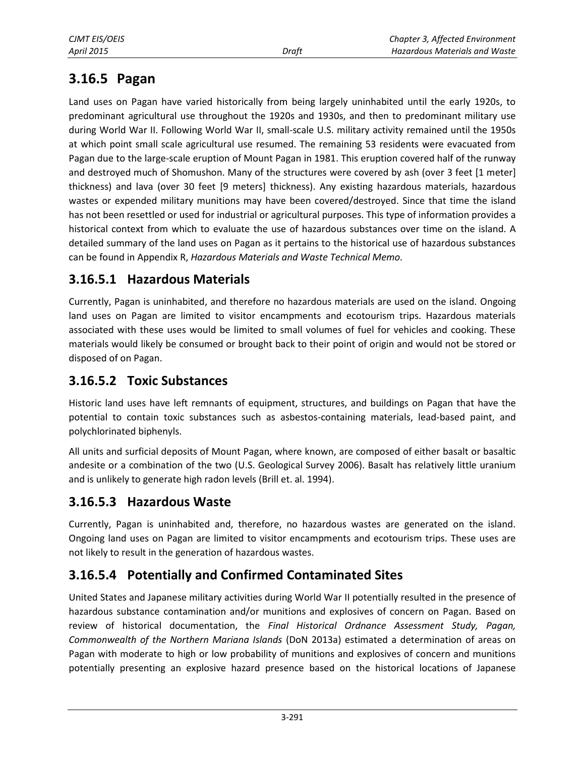## 3.16.5 Pagan

Land uses on Pagan have varied historically from being largely uninhabited until the early 1920s, to predominant agricultural use throughout the 1920s and 1930s, and then to predominant military use during World War II. Following World War II, small-scale U.S. military activity remained until the 1950s at which point small scale agricultural use resumed. The remaining 53 residents were evacuated from Pagan due to the large-scale eruption of Mount Pagan in 1981. This eruption covered half of the runway and destroyed much of Shomushon. Many of the structures were covered by ash (over 3 feet [1 meter] thickness) and lava (over 30 feet [9 meters] thickness). Any existing hazardous materials, hazardous wastes or expended military munitions may have been covered/destroyed. Since that time the island has not been resettled or used for industrial or agricultural purposes. This type of information provides a historical context from which to evaluate the use of hazardous substances over time on the island. A detailed summary of the land uses on Pagan as it pertains to the historical use of hazardous substances can be found in Appendix R, *Hazardous Materials and Waste Technical Memo.*

### 3.16.5.1 Hazardous Materials

Currently, Pagan is uninhabited, and therefore no hazardous materials are used on the island. Ongoing land uses on Pagan are limited to visitor encampments and ecotourism trips. Hazardous materials associated with these uses would be limited to small volumes of fuel for vehicles and cooking. These materials would likely be consumed or brought back to their point of origin and would not be stored or disposed of on Pagan.

### 3.16.5.2 Toxic Substances

Historic land uses have left remnants of equipment, structures, and buildings on Pagan that have the potential to contain toxic substances such as asbestos-containing materials, lead-based paint, and polychlorinated biphenyls.

All units and surficial deposits of Mount Pagan, where known, are composed of either basalt or basaltic andesite or a combination of the two (U.S. Geological Survey 2006). Basalt has relatively little uranium and is unlikely to generate high radon levels (Brill et. al. 1994).

### 3.16.5.3 Hazardous Waste

Currently, Pagan is uninhabited and, therefore, no hazardous wastes are generated on the island. Ongoing land uses on Pagan are limited to visitor encampments and ecotourism trips. These uses are not likely to result in the generation of hazardous wastes.

### 3.16.5.4 Potentially and Confirmed Contaminated Sites

United States and Japanese military activities during World War II potentially resulted in the presence of hazardous substance contamination and/or munitions and explosives of concern on Pagan. Based on review of historical documentation, the *Final Historical Ordnance Assessment Study, Pagan, Commonwealth of the Northern Mariana Islands* (DoN 2013a) estimated a determination of areas on Pagan with moderate to high or low probability of munitions and explosives of concern and munitions potentially presenting an explosive hazard presence based on the historical locations of Japanese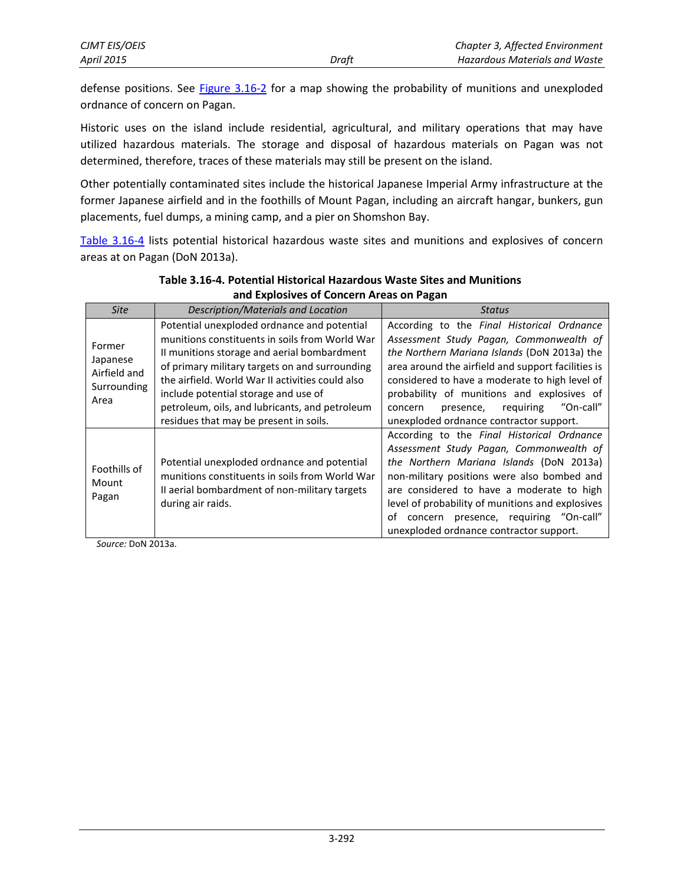defense positions. See Figure 3.16-2 for a map showing the probability of munitions and unexploded ordnance of concern on Pagan.

Historic uses on the island include residential, agricultural, and military operations that may have utilized hazardous materials. The storage and disposal of hazardous materials on Pagan was not determined, therefore, traces of these materials may still be present on the island.

Other potentially contaminated sites include the historical Japanese Imperial Army infrastructure at the former Japanese airfield and in the foothills of Mount Pagan, including an aircraft hangar, bunkers, gun placements, fuel dumps, a mining camp, and a pier on Shomshon Bay.

Table 3.16-4 lists potential historical hazardous waste sites and munitions and explosives of concern areas at on Pagan (DoN 2013a).

**Table 3.16-4. Potential Historical Hazardous Waste Sites and Munitions and Explosives of Concern Areas on Pagan**

| *Site* | *Description/Materials and Location* | *Status* |
|---|---|---|
| Former Japanese Airfield and Surrounding Area | Potential unexploded ordnance and potential munitions constituents in soils from World War II munitions storage and aerial bombardment of primary military targets on and surrounding the airfield. World War II activities could also include potential storage and use of petroleum, oils, and lubricants, and petroleum residues that may be present in soils. | According to the *Final Historical Ordnance Assessment Study Pagan, Commonwealth of the Northern Mariana Islands* (DoN 2013a) the area around the airfield and support facilities is considered to have a moderate to high level of probability of munitions and explosives of concern presence, requiring "On-call" unexploded ordnance contractor support. |
| Foothills of Mount Pagan | Potential unexploded ordnance and potential munitions constituents in soils from World War II aerial bombardment of non-military targets during air raids. | According to the *Final Historical Ordnance Assessment Study Pagan, Commonwealth of the Northern Mariana Islands* (DoN 2013a) non-military positions were also bombed and are considered to have a moderate to high level of probability of munitions and explosives of concern presence, requiring "On-call" unexploded ordnance contractor support. |

*Source:* DoN 2013a.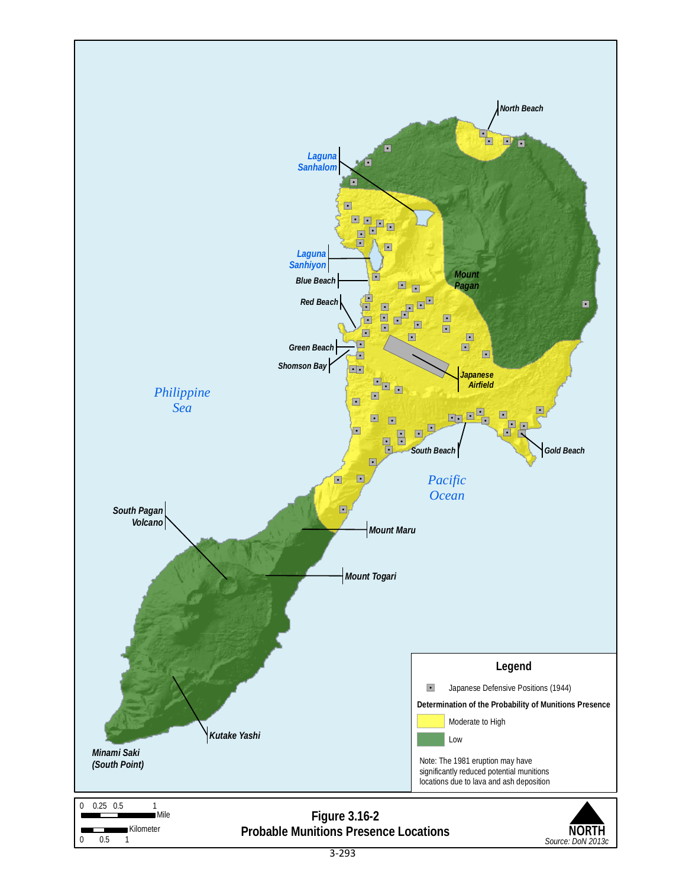North Beach

Laguna Sanhalom

Laguna Sanhiyon

Blue Beach

Red Beach

Green Beach

Shomson Bay

Mount Pagan

Japanese Airfield

Philippine Sea

Pacific Ocean

South Beach

Gold Beach

South Pagan Volcano

Mount Maru

Mount Togari

Kutake Yashi

Minami Saki (South Point)

Legend

Japanese Defensive Positions (1944)

Determination of the Probability of Munitions Presence

Moderate to High

Low

Note: The 1981 eruption may have significantly reduced potential munitions locations due to lava and ash deposition

0 0.25 0.5 1 Mile

0 0.5 1 Kilometer

NORTH

Source: DoN 2013c

**Figure 3.16-2**
**Probable Munitions Presence Locations**